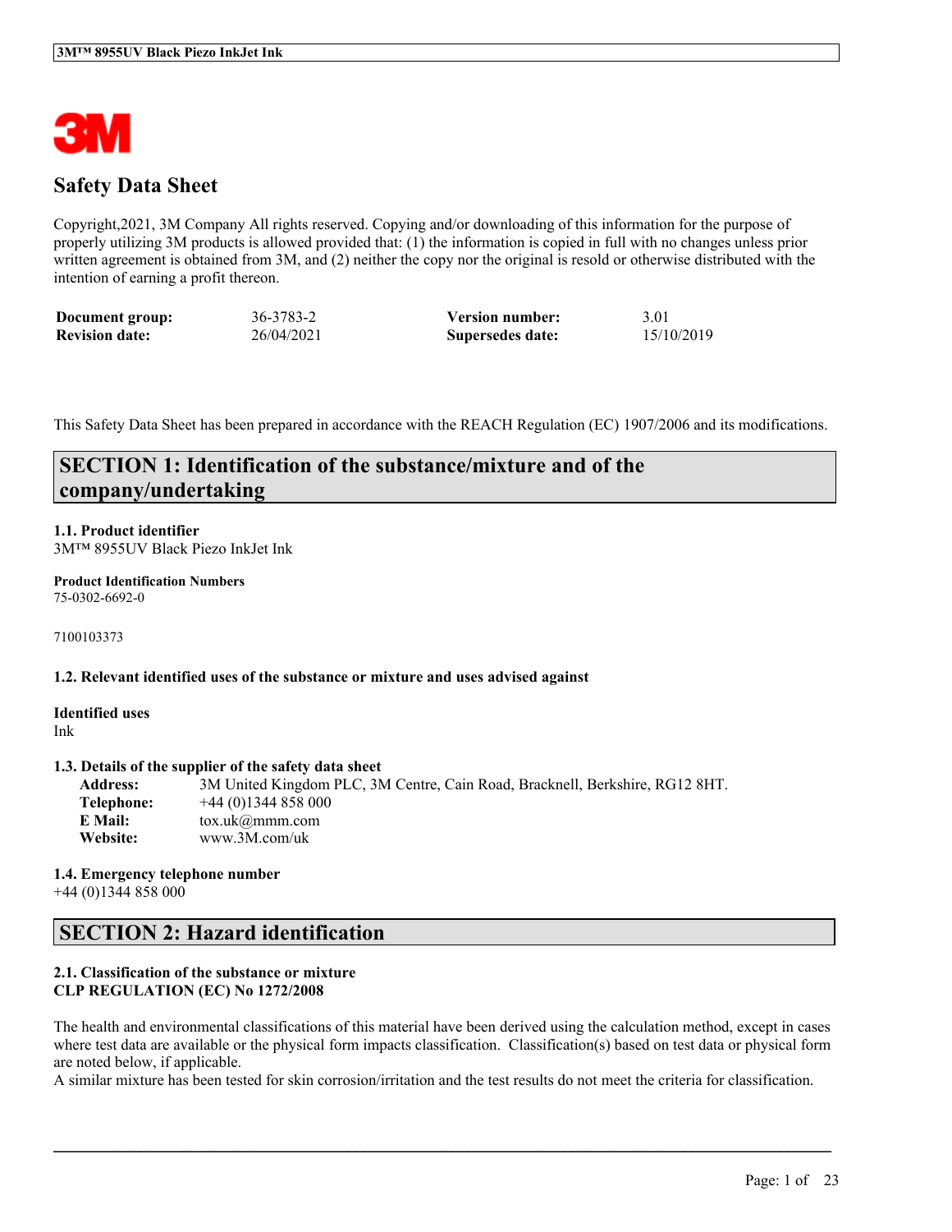# Safety Data Sheet

Copyright,2021, 3M Company All rights reserved. Copying and/or downloading of this information for the purpose of properly utilizing 3M products is allowed provided that: (1) the information is copied in full with no changes unless prior written agreement is obtained from 3M, and (2) neither the copy nor the original is resold or otherwise distributed with the intention of earning a profit thereon.

| | | | |
|---|---|---|---|
| **Document group:** | 36-3783-2 | **Version number:** | 3.01 |
| **Revision date:** | 26/04/2021 | **Supersedes date:** | 15/10/2019 |

This Safety Data Sheet has been prepared in accordance with the REACH Regulation (EC) 1907/2006 and its modifications.

## SECTION 1: Identification of the substance/mixture and of the company/undertaking

**1.1. Product identifier**
3M™ 8955UV Black Piezo InkJet Ink

**Product Identification Numbers**
75-0302-6692-0

7100103373

**1.2. Relevant identified uses of the substance or mixture and uses advised against**

**Identified uses**
Ink

**1.3. Details of the supplier of the safety data sheet**

| | |
|---|---|
| **Address:** | 3M United Kingdom PLC, 3M Centre, Cain Road, Bracknell, Berkshire, RG12 8HT. |
| **Telephone:** | +44 (0)1344 858 000 |
| **E Mail:** | tox.uk@mmm.com |
| **Website:** | www.3M.com/uk |

**1.4. Emergency telephone number**
+44 (0)1344 858 000

## SECTION 2: Hazard identification

**2.1. Classification of the substance or mixture**
**CLP REGULATION (EC) No 1272/2008**

The health and environmental classifications of this material have been derived using the calculation method, except in cases where test data are available or the physical form impacts classification. Classification(s) based on test data or physical form are noted below, if applicable.
A similar mixture has been tested for skin corrosion/irritation and the test results do not meet the criteria for classification.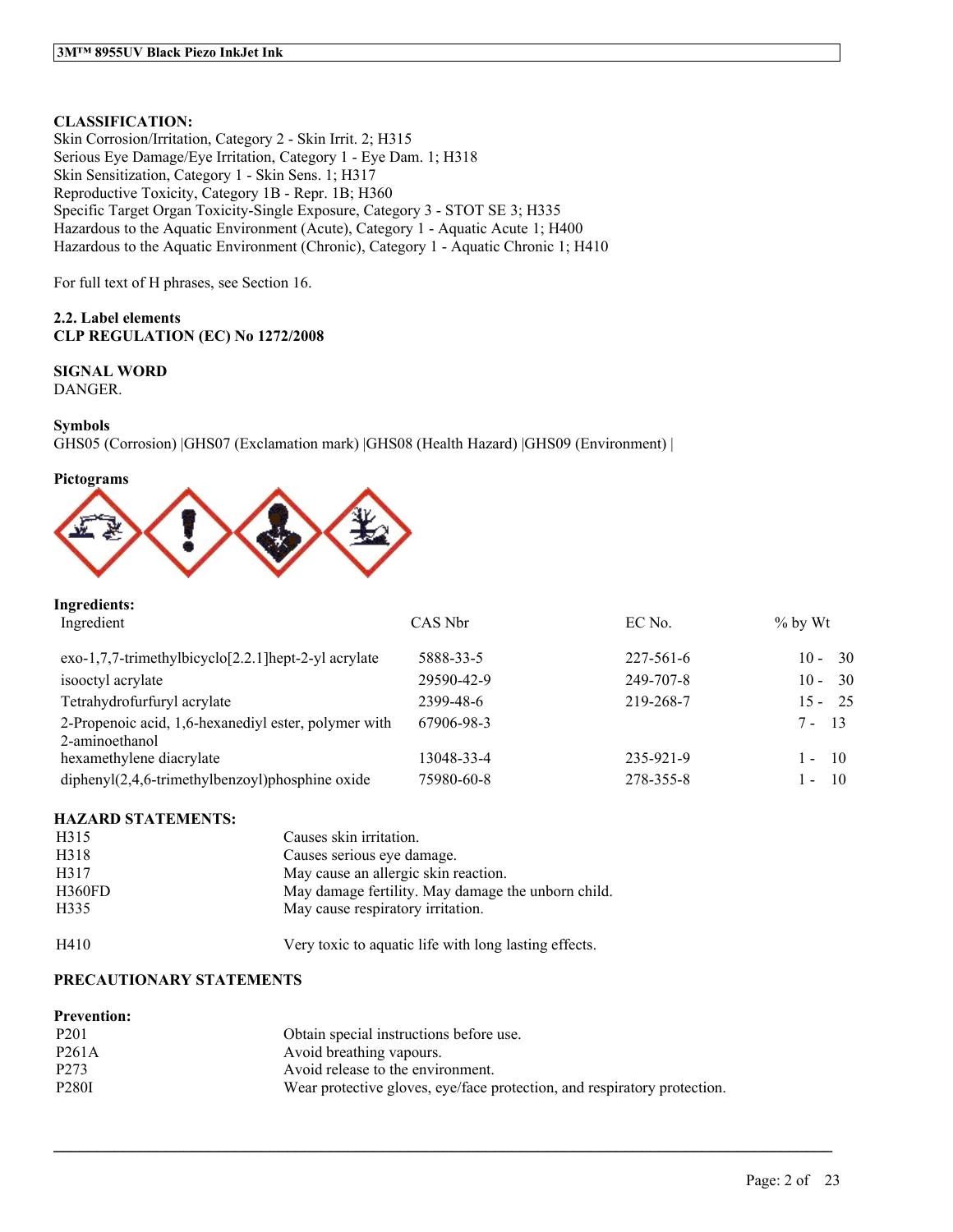**CLASSIFICATION:**
Skin Corrosion/Irritation, Category 2 - Skin Irrit. 2; H315
Serious Eye Damage/Eye Irritation, Category 1 - Eye Dam. 1; H318
Skin Sensitization, Category 1 - Skin Sens. 1; H317
Reproductive Toxicity, Category 1B - Repr. 1B; H360
Specific Target Organ Toxicity-Single Exposure, Category 3 - STOT SE 3; H335
Hazardous to the Aquatic Environment (Acute), Category 1 - Aquatic Acute 1; H400
Hazardous to the Aquatic Environment (Chronic), Category 1 - Aquatic Chronic 1; H410

For full text of H phrases, see Section 16.

**2.2. Label elements**
**CLP REGULATION (EC) No 1272/2008**

**SIGNAL WORD**
DANGER.

**Symbols**
GHS05 (Corrosion) |GHS07 (Exclamation mark) |GHS08 (Health Hazard) |GHS09 (Environment) |

**Pictograms**

**Ingredients:**

| Ingredient | CAS Nbr | EC No. | % by Wt |
|---|---|---|---|
| exo-1,7,7-trimethylbicyclo[2.2.1]hept-2-yl acrylate | 5888-33-5 | 227-561-6 | 10 - 30 |
| isooctyl acrylate | 29590-42-9 | 249-707-8 | 10 - 30 |
| Tetrahydrofurfuryl acrylate | 2399-48-6 | 219-268-7 | 15 - 25 |
| 2-Propenoic acid, 1,6-hexanediyl ester, polymer with 2-aminoethanol | 67906-98-3 | | 7 - 13 |
| hexamethylene diacrylate | 13048-33-4 | 235-921-9 | 1 - 10 |
| diphenyl(2,4,6-trimethylbenzoyl)phosphine oxide | 75980-60-8 | 278-355-8 | 1 - 10 |

**HAZARD STATEMENTS:**

| | |
|---|---|
| H315 | Causes skin irritation. |
| H318 | Causes serious eye damage. |
| H317 | May cause an allergic skin reaction. |
| H360FD | May damage fertility. May damage the unborn child. |
| H335 | May cause respiratory irritation. |
| H410 | Very toxic to aquatic life with long lasting effects. |

**PRECAUTIONARY STATEMENTS**

**Prevention:**

| | |
|---|---|
| P201 | Obtain special instructions before use. |
| P261A | Avoid breathing vapours. |
| P273 | Avoid release to the environment. |
| P280I | Wear protective gloves, eye/face protection, and respiratory protection. |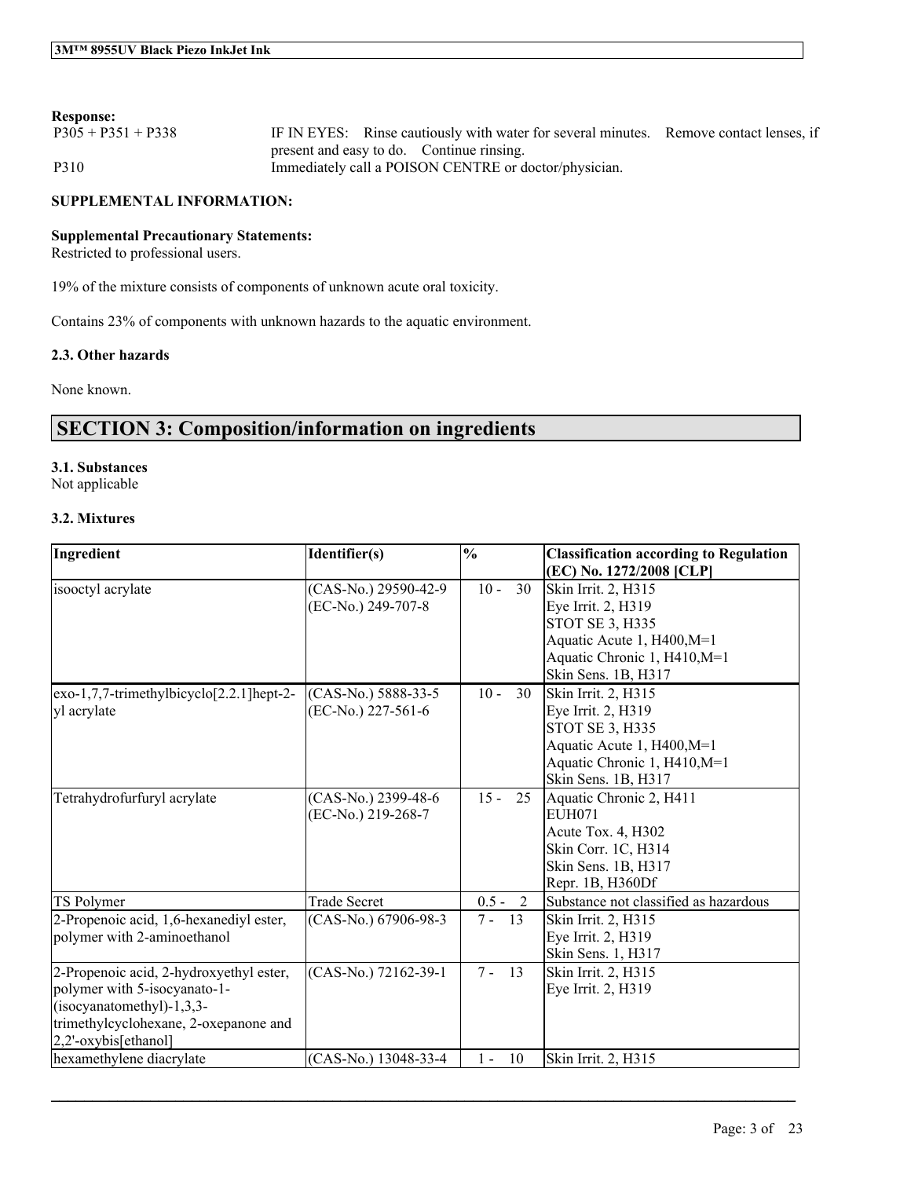**Response:**

| | |
|---|---|
| P305 + P351 + P338 | IF IN EYES: Rinse cautiously with water for several minutes. Remove contact lenses, if present and easy to do. Continue rinsing. |
| P310 | Immediately call a POISON CENTRE or doctor/physician. |

**SUPPLEMENTAL INFORMATION:**

**Supplemental Precautionary Statements:**
Restricted to professional users.

19% of the mixture consists of components of unknown acute oral toxicity.

Contains 23% of components with unknown hazards to the aquatic environment.

### 2.3. Other hazards

None known.

## SECTION 3: Composition/information on ingredients

### 3.1. Substances
Not applicable

### 3.2. Mixtures

| Ingredient | Identifier(s) | % | Classification according to Regulation (EC) No. 1272/2008 [CLP] |
|---|---|---|---|
| isooctyl acrylate | (CAS-No.) 29590-42-9<br>(EC-No.) 249-707-8 | 10 - 30 | Skin Irrit. 2, H315<br>Eye Irrit. 2, H319<br>STOT SE 3, H335<br>Aquatic Acute 1, H400,M=1<br>Aquatic Chronic 1, H410,M=1<br>Skin Sens. 1B, H317 |
| exo-1,7,7-trimethylbicyclo[2.2.1]hept-2-yl acrylate | (CAS-No.) 5888-33-5<br>(EC-No.) 227-561-6 | 10 - 30 | Skin Irrit. 2, H315<br>Eye Irrit. 2, H319<br>STOT SE 3, H335<br>Aquatic Acute 1, H400,M=1<br>Aquatic Chronic 1, H410,M=1<br>Skin Sens. 1B, H317 |
| Tetrahydrofurfuryl acrylate | (CAS-No.) 2399-48-6<br>(EC-No.) 219-268-7 | 15 - 25 | Aquatic Chronic 2, H411<br>EUH071<br>Acute Tox. 4, H302<br>Skin Corr. 1C, H314<br>Skin Sens. 1B, H317<br>Repr. 1B, H360Df |
| TS Polymer | Trade Secret | 0.5 - 2 | Substance not classified as hazardous |
| 2-Propenoic acid, 1,6-hexanediyl ester, polymer with 2-aminoethanol | (CAS-No.) 67906-98-3 | 7 - 13 | Skin Irrit. 2, H315<br>Eye Irrit. 2, H319<br>Skin Sens. 1, H317 |
| 2-Propenoic acid, 2-hydroxyethyl ester, polymer with 5-isocyanato-1-(isocyanatomethyl)-1,3,3-trimethylcyclohexane, 2-oxepanone and 2,2'-oxybis[ethanol] | (CAS-No.) 72162-39-1 | 7 - 13 | Skin Irrit. 2, H315<br>Eye Irrit. 2, H319 |
| hexamethylene diacrylate | (CAS-No.) 13048-33-4 | 1 - 10 | Skin Irrit. 2, H315 |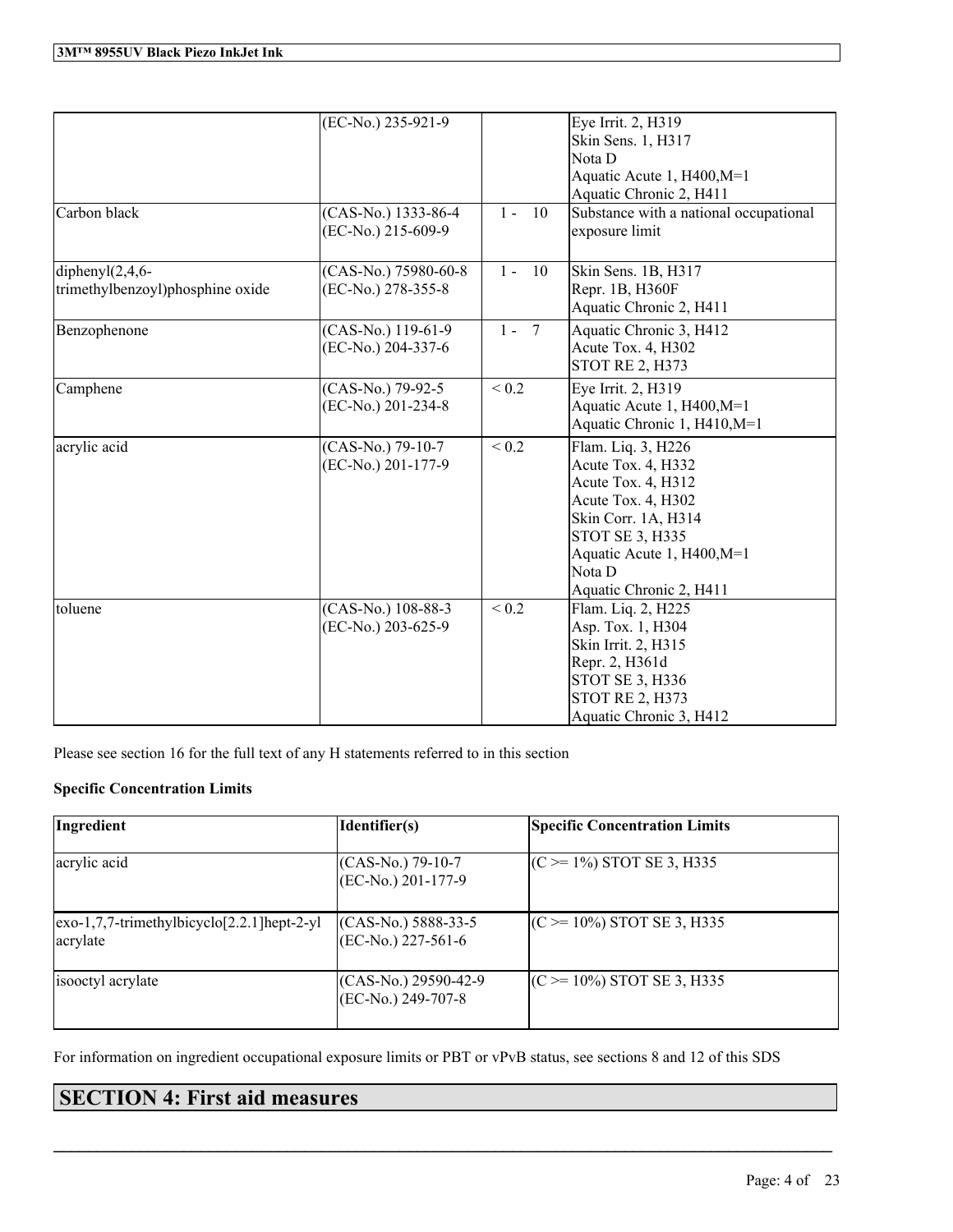| | | | |
|---|---|---|---|
| | (EC-No.) 235-921-9 | | Eye Irrit. 2, H319<br>Skin Sens. 1, H317<br>Nota D<br>Aquatic Acute 1, H400,M=1<br>Aquatic Chronic 2, H411 |
| Carbon black | (CAS-No.) 1333-86-4<br>(EC-No.) 215-609-9 | 1 - 10 | Substance with a national occupational exposure limit |
| diphenyl(2,4,6-trimethylbenzoyl)phosphine oxide | (CAS-No.) 75980-60-8<br>(EC-No.) 278-355-8 | 1 - 10 | Skin Sens. 1B, H317<br>Repr. 1B, H360F<br>Aquatic Chronic 2, H411 |
| Benzophenone | (CAS-No.) 119-61-9<br>(EC-No.) 204-337-6 | 1 - 7 | Aquatic Chronic 3, H412<br>Acute Tox. 4, H302<br>STOT RE 2, H373 |
| Camphene | (CAS-No.) 79-92-5<br>(EC-No.) 201-234-8 | < 0.2 | Eye Irrit. 2, H319<br>Aquatic Acute 1, H400,M=1<br>Aquatic Chronic 1, H410,M=1 |
| acrylic acid | (CAS-No.) 79-10-7<br>(EC-No.) 201-177-9 | < 0.2 | Flam. Liq. 3, H226<br>Acute Tox. 4, H332<br>Acute Tox. 4, H312<br>Acute Tox. 4, H302<br>Skin Corr. 1A, H314<br>STOT SE 3, H335<br>Aquatic Acute 1, H400,M=1<br>Nota D<br>Aquatic Chronic 2, H411 |
| toluene | (CAS-No.) 108-88-3<br>(EC-No.) 203-625-9 | < 0.2 | Flam. Liq. 2, H225<br>Asp. Tox. 1, H304<br>Skin Irrit. 2, H315<br>Repr. 2, H361d<br>STOT SE 3, H336<br>STOT RE 2, H373<br>Aquatic Chronic 3, H412 |

Please see section 16 for the full text of any H statements referred to in this section

**Specific Concentration Limits**

| Ingredient | Identifier(s) | Specific Concentration Limits |
|---|---|---|
| acrylic acid | (CAS-No.) 79-10-7<br>(EC-No.) 201-177-9 | (C >= 1%) STOT SE 3, H335 |
| exo-1,7,7-trimethylbicyclo[2.2.1]hept-2-yl acrylate | (CAS-No.) 5888-33-5<br>(EC-No.) 227-561-6 | (C >= 10%) STOT SE 3, H335 |
| isooctyl acrylate | (CAS-No.) 29590-42-9<br>(EC-No.) 249-707-8 | (C >= 10%) STOT SE 3, H335 |

For information on ingredient occupational exposure limits or PBT or vPvB status, see sections 8 and 12 of this SDS

## SECTION 4: First aid measures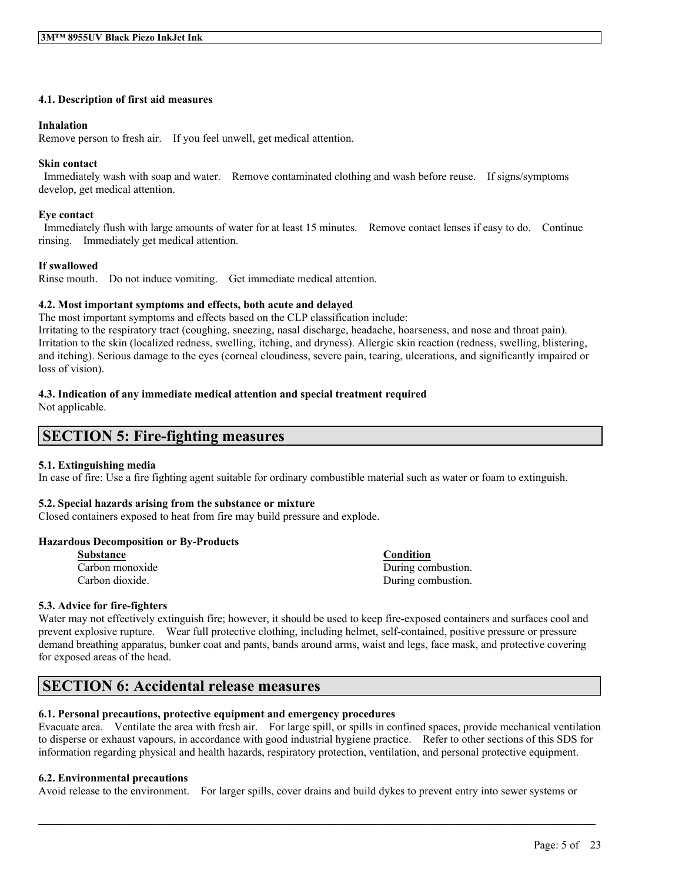#### 4.1. Description of first aid measures

**Inhalation**

Remove person to fresh air. If you feel unwell, get medical attention.

**Skin contact**

Immediately wash with soap and water. Remove contaminated clothing and wash before reuse. If signs/symptoms develop, get medical attention.

**Eye contact**

Immediately flush with large amounts of water for at least 15 minutes. Remove contact lenses if easy to do. Continue rinsing. Immediately get medical attention.

**If swallowed**

Rinse mouth. Do not induce vomiting. Get immediate medical attention.

#### 4.2. Most important symptoms and effects, both acute and delayed

The most important symptoms and effects based on the CLP classification include:
Irritating to the respiratory tract (coughing, sneezing, nasal discharge, headache, hoarseness, and nose and throat pain). Irritation to the skin (localized redness, swelling, itching, and dryness). Allergic skin reaction (redness, swelling, blistering, and itching). Serious damage to the eyes (corneal cloudiness, severe pain, tearing, ulcerations, and significantly impaired or loss of vision).

#### 4.3. Indication of any immediate medical attention and special treatment required

Not applicable.

## SECTION 5: Fire-fighting measures

#### 5.1. Extinguishing media

In case of fire: Use a fire fighting agent suitable for ordinary combustible material such as water or foam to extinguish.

#### 5.2. Special hazards arising from the substance or mixture

Closed containers exposed to heat from fire may build pressure and explode.

**Hazardous Decomposition or By-Products**

| Substance | Condition |
| --- | --- |
| Carbon monoxide | During combustion. |
| Carbon dioxide. | During combustion. |

#### 5.3. Advice for fire-fighters

Water may not effectively extinguish fire; however, it should be used to keep fire-exposed containers and surfaces cool and prevent explosive rupture. Wear full protective clothing, including helmet, self-contained, positive pressure or pressure demand breathing apparatus, bunker coat and pants, bands around arms, waist and legs, face mask, and protective covering for exposed areas of the head.

## SECTION 6: Accidental release measures

#### 6.1. Personal precautions, protective equipment and emergency procedures

Evacuate area. Ventilate the area with fresh air. For large spill, or spills in confined spaces, provide mechanical ventilation to disperse or exhaust vapours, in accordance with good industrial hygiene practice. Refer to other sections of this SDS for information regarding physical and health hazards, respiratory protection, ventilation, and personal protective equipment.

#### 6.2. Environmental precautions

Avoid release to the environment. For larger spills, cover drains and build dykes to prevent entry into sewer systems or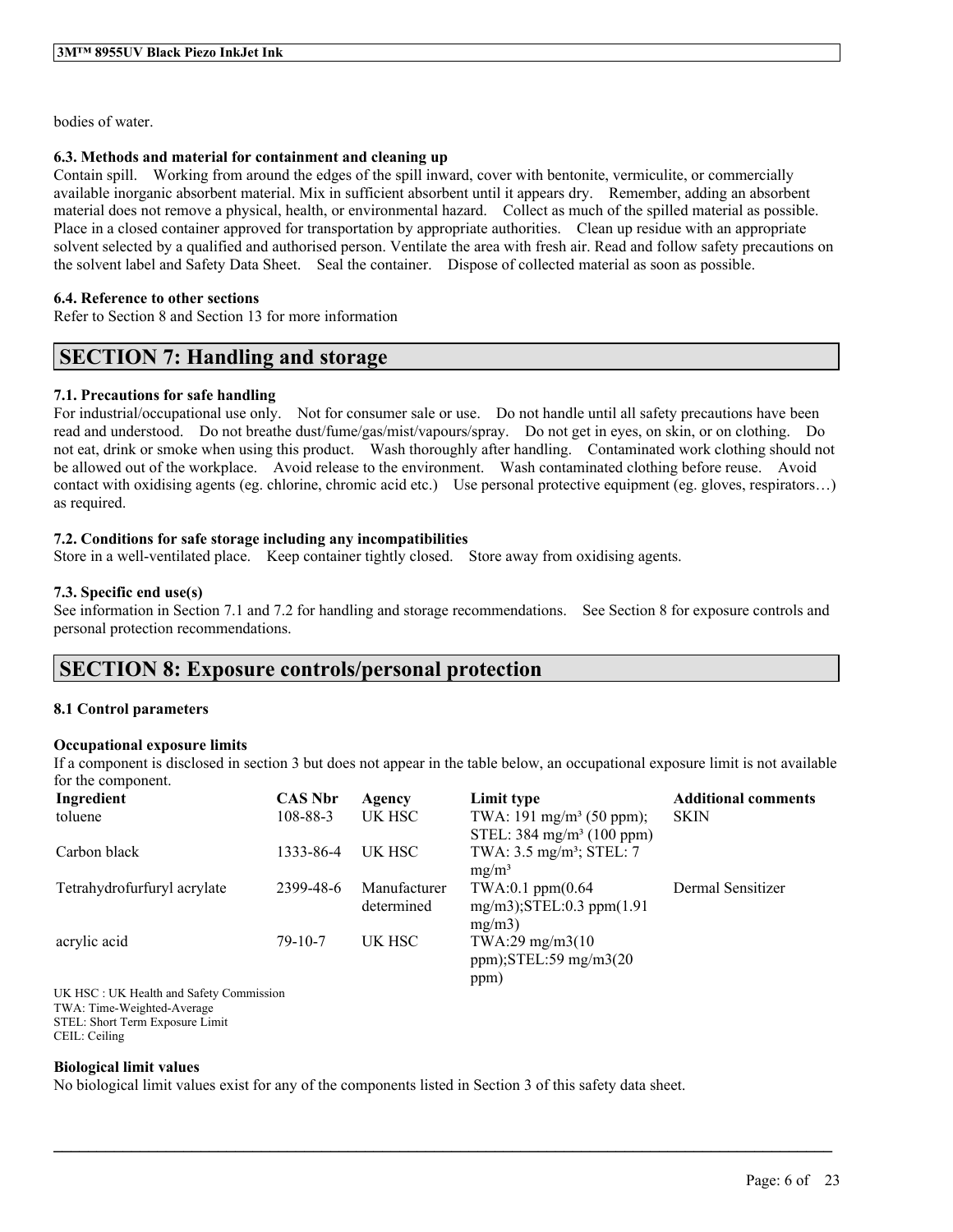bodies of water.

### 6.3. Methods and material for containment and cleaning up

Contain spill. Working from around the edges of the spill inward, cover with bentonite, vermiculite, or commercially available inorganic absorbent material. Mix in sufficient absorbent until it appears dry. Remember, adding an absorbent material does not remove a physical, health, or environmental hazard. Collect as much of the spilled material as possible. Place in a closed container approved for transportation by appropriate authorities. Clean up residue with an appropriate solvent selected by a qualified and authorised person. Ventilate the area with fresh air. Read and follow safety precautions on the solvent label and Safety Data Sheet. Seal the container. Dispose of collected material as soon as possible.

### 6.4. Reference to other sections

Refer to Section 8 and Section 13 for more information

## SECTION 7: Handling and storage

### 7.1. Precautions for safe handling

For industrial/occupational use only. Not for consumer sale or use. Do not handle until all safety precautions have been read and understood. Do not breathe dust/fume/gas/mist/vapours/spray. Do not get in eyes, on skin, or on clothing. Do not eat, drink or smoke when using this product. Wash thoroughly after handling. Contaminated work clothing should not be allowed out of the workplace. Avoid release to the environment. Wash contaminated clothing before reuse. Avoid contact with oxidising agents (eg. chlorine, chromic acid etc.) Use personal protective equipment (eg. gloves, respirators…) as required.

### 7.2. Conditions for safe storage including any incompatibilities

Store in a well-ventilated place. Keep container tightly closed. Store away from oxidising agents.

### 7.3. Specific end use(s)

See information in Section 7.1 and 7.2 for handling and storage recommendations. See Section 8 for exposure controls and personal protection recommendations.

## SECTION 8: Exposure controls/personal protection

### 8.1 Control parameters

#### Occupational exposure limits

If a component is disclosed in section 3 but does not appear in the table below, an occupational exposure limit is not available for the component.

| Ingredient | CAS Nbr | Agency | Limit type | Additional comments |
|---|---|---|---|---|
| toluene | 108-88-3 | UK HSC | TWA: 191 mg/m³ (50 ppm); STEL: 384 mg/m³ (100 ppm) | SKIN |
| Carbon black | 1333-86-4 | UK HSC | TWA: 3.5 mg/m³; STEL: 7 mg/m³ | |
| Tetrahydrofurfuryl acrylate | 2399-48-6 | Manufacturer determined | TWA:0.1 ppm(0.64 mg/m3);STEL:0.3 ppm(1.91 mg/m3) | Dermal Sensitizer |
| acrylic acid | 79-10-7 | UK HSC | TWA:29 mg/m3(10 ppm);STEL:59 mg/m3(20 ppm) | |

UK HSC : UK Health and Safety Commission
TWA: Time-Weighted-Average
STEL: Short Term Exposure Limit
CEIL: Ceiling

#### Biological limit values

No biological limit values exist for any of the components listed in Section 3 of this safety data sheet.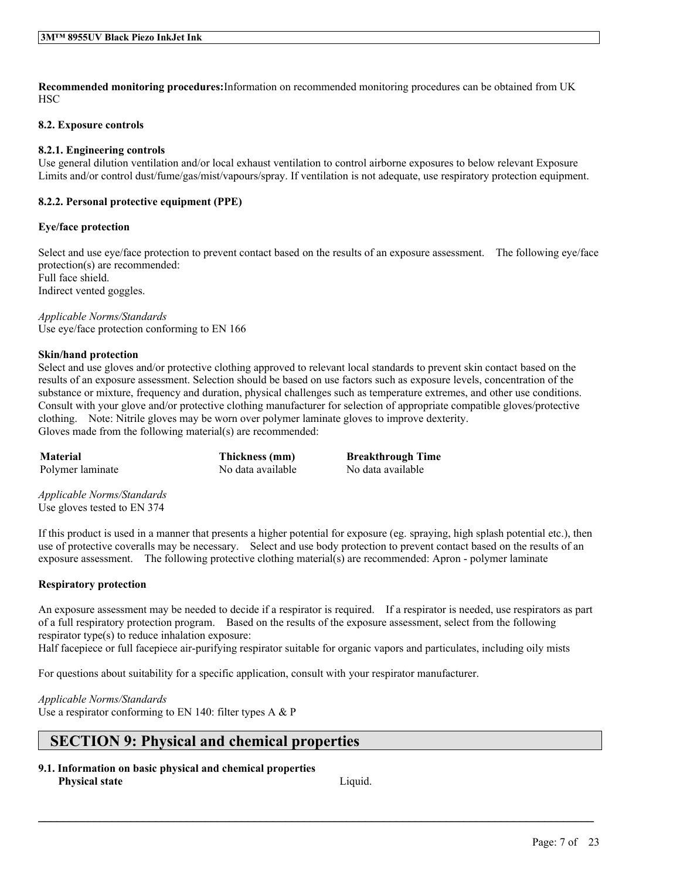**Recommended monitoring procedures:**Information on recommended monitoring procedures can be obtained from UK HSC

**8.2. Exposure controls**

**8.2.1. Engineering controls**

Use general dilution ventilation and/or local exhaust ventilation to control airborne exposures to below relevant Exposure Limits and/or control dust/fume/gas/mist/vapours/spray. If ventilation is not adequate, use respiratory protection equipment.

**8.2.2. Personal protective equipment (PPE)**

**Eye/face protection**

Select and use eye/face protection to prevent contact based on the results of an exposure assessment. The following eye/face protection(s) are recommended:
Full face shield.
Indirect vented goggles.

*Applicable Norms/Standards*
Use eye/face protection conforming to EN 166

**Skin/hand protection**

Select and use gloves and/or protective clothing approved to relevant local standards to prevent skin contact based on the results of an exposure assessment. Selection should be based on use factors such as exposure levels, concentration of the substance or mixture, frequency and duration, physical challenges such as temperature extremes, and other use conditions. Consult with your glove and/or protective clothing manufacturer for selection of appropriate compatible gloves/protective clothing. Note: Nitrile gloves may be worn over polymer laminate gloves to improve dexterity.
Gloves made from the following material(s) are recommended:

| Material | Thickness (mm) | Breakthrough Time |
|---|---|---|
| Polymer laminate | No data available | No data available |

*Applicable Norms/Standards*
Use gloves tested to EN 374

If this product is used in a manner that presents a higher potential for exposure (eg. spraying, high splash potential etc.), then use of protective coveralls may be necessary. Select and use body protection to prevent contact based on the results of an exposure assessment. The following protective clothing material(s) are recommended: Apron - polymer laminate

**Respiratory protection**

An exposure assessment may be needed to decide if a respirator is required. If a respirator is needed, use respirators as part of a full respiratory protection program. Based on the results of the exposure assessment, select from the following respirator type(s) to reduce inhalation exposure:
Half facepiece or full facepiece air-purifying respirator suitable for organic vapors and particulates, including oily mists

For questions about suitability for a specific application, consult with your respirator manufacturer.

*Applicable Norms/Standards*
Use a respirator conforming to EN 140: filter types A & P

## SECTION 9: Physical and chemical properties

**9.1. Information on basic physical and chemical properties**

| | |
|---|---|
| **Physical state** | Liquid. |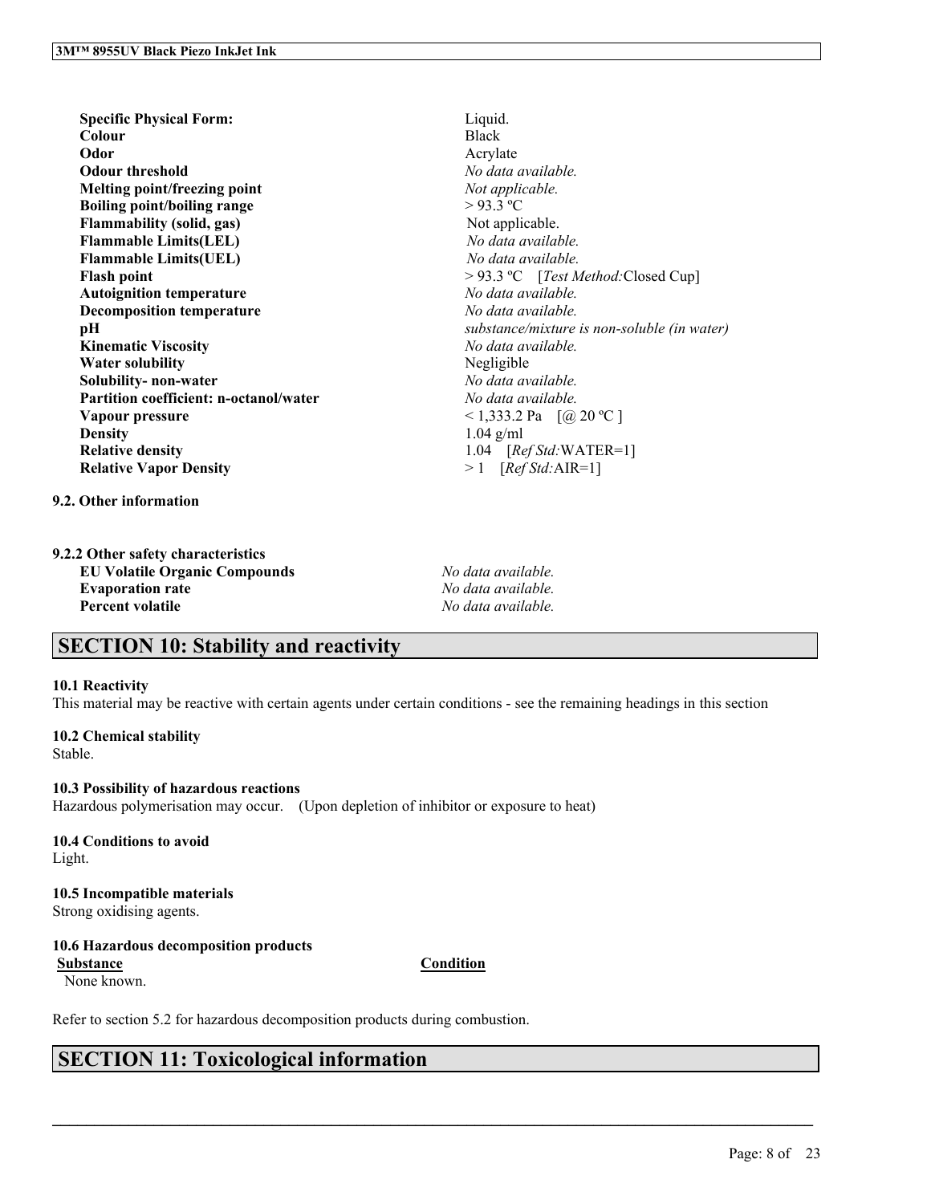| | |
|---|---|
| **Specific Physical Form:** | Liquid. |
| **Colour** | Black |
| **Odor** | Acrylate |
| **Odour threshold** | *No data available.* |
| **Melting point/freezing point** | *Not applicable.* |
| **Boiling point/boiling range** | > 93.3 ºC |
| **Flammability (solid, gas)** | Not applicable. |
| **Flammable Limits(LEL)** | *No data available.* |
| **Flammable Limits(UEL)** | *No data available.* |
| **Flash point** | > 93.3 ºC [*Test Method:*Closed Cup] |
| **Autoignition temperature** | *No data available.* |
| **Decomposition temperature** | *No data available.* |
| **pH** | *substance/mixture is non-soluble (in water)* |
| **Kinematic Viscosity** | *No data available.* |
| **Water solubility** | Negligible |
| **Solubility- non-water** | *No data available.* |
| **Partition coefficient: n-octanol/water** | *No data available.* |
| **Vapour pressure** | < 1,333.2 Pa [@ 20 ºC ] |
| **Density** | 1.04 g/ml |
| **Relative density** | 1.04 [*Ref Std:*WATER=1] |
| **Relative Vapor Density** | > 1 [*Ref Std:*AIR=1] |

**9.2. Other information**

**9.2.2 Other safety characteristics**

| | |
|---|---|
| **EU Volatile Organic Compounds** | *No data available.* |
| **Evaporation rate** | *No data available.* |
| **Percent volatile** | *No data available.* |

## SECTION 10: Stability and reactivity

**10.1 Reactivity**
This material may be reactive with certain agents under certain conditions - see the remaining headings in this section

**10.2 Chemical stability**
Stable.

**10.3 Possibility of hazardous reactions**
Hazardous polymerisation may occur. (Upon depletion of inhibitor or exposure to heat)

**10.4 Conditions to avoid**
Light.

**10.5 Incompatible materials**
Strong oxidising agents.

**10.6 Hazardous decomposition products**

| Substance | Condition |
|---|---|
| None known. | |

Refer to section 5.2 for hazardous decomposition products during combustion.

## SECTION 11: Toxicological information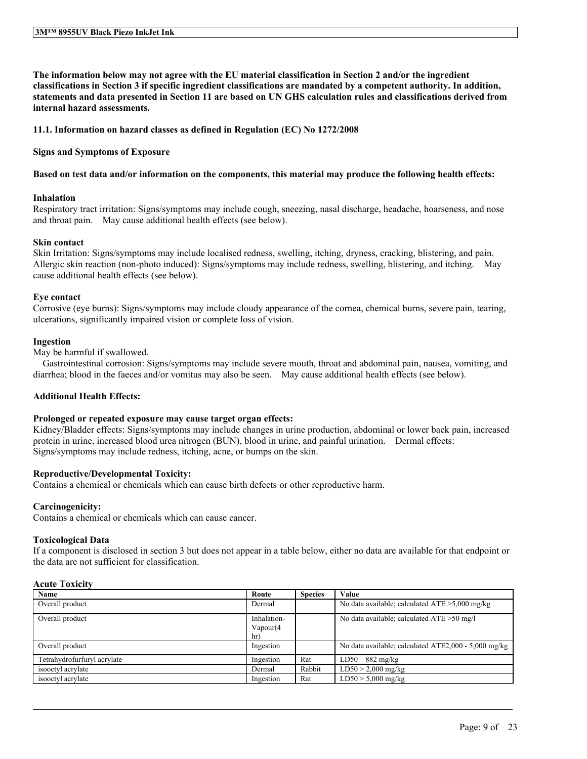**The information below may not agree with the EU material classification in Section 2 and/or the ingredient classifications in Section 3 if specific ingredient classifications are mandated by a competent authority. In addition, statements and data presented in Section 11 are based on UN GHS calculation rules and classifications derived from internal hazard assessments.**

### 11.1. Information on hazard classes as defined in Regulation (EC) No 1272/2008

**Signs and Symptoms of Exposure**

**Based on test data and/or information on the components, this material may produce the following health effects:**

**Inhalation**

Respiratory tract irritation: Signs/symptoms may include cough, sneezing, nasal discharge, headache, hoarseness, and nose and throat pain. May cause additional health effects (see below).

**Skin contact**

Skin Irritation: Signs/symptoms may include localised redness, swelling, itching, dryness, cracking, blistering, and pain. Allergic skin reaction (non-photo induced): Signs/symptoms may include redness, swelling, blistering, and itching. May cause additional health effects (see below).

**Eye contact**

Corrosive (eye burns): Signs/symptoms may include cloudy appearance of the cornea, chemical burns, severe pain, tearing, ulcerations, significantly impaired vision or complete loss of vision.

**Ingestion**

May be harmful if swallowed.

Gastrointestinal corrosion: Signs/symptoms may include severe mouth, throat and abdominal pain, nausea, vomiting, and diarrhea; blood in the faeces and/or vomitus may also be seen. May cause additional health effects (see below).

**Additional Health Effects:**

**Prolonged or repeated exposure may cause target organ effects:**

Kidney/Bladder effects: Signs/symptoms may include changes in urine production, abdominal or lower back pain, increased protein in urine, increased blood urea nitrogen (BUN), blood in urine, and painful urination. Dermal effects: Signs/symptoms may include redness, itching, acne, or bumps on the skin.

**Reproductive/Developmental Toxicity:**

Contains a chemical or chemicals which can cause birth defects or other reproductive harm.

**Carcinogenicity:**

Contains a chemical or chemicals which can cause cancer.

**Toxicological Data**

If a component is disclosed in section 3 but does not appear in a table below, either no data are available for that endpoint or the data are not sufficient for classification.

**Acute Toxicity**

| Name | Route | Species | Value |
|---|---|---|---|
| Overall product | Dermal | | No data available; calculated ATE >5,000 mg/kg |
| Overall product | Inhalation-Vapour(4 hr) | | No data available; calculated ATE >50 mg/l |
| Overall product | Ingestion | | No data available; calculated ATE2,000 - 5,000 mg/kg |
| Tetrahydrofurfuryl acrylate | Ingestion | Rat | LD50 882 mg/kg |
| isooctyl acrylate | Dermal | Rabbit | LD50 > 2,000 mg/kg |
| isooctyl acrylate | Ingestion | Rat | LD50 > 5,000 mg/kg |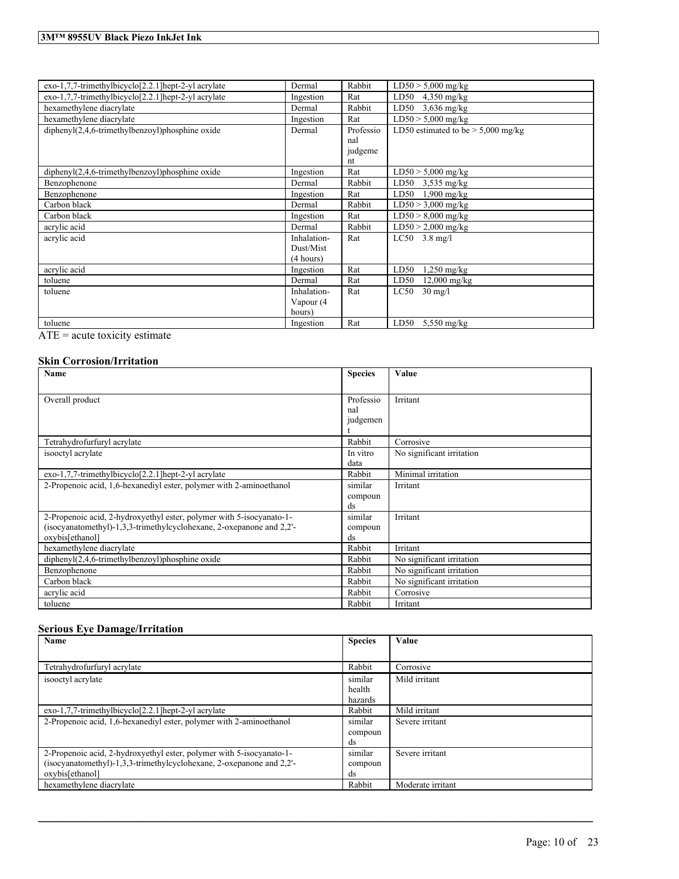| | | | |
|---|---|---|---|
| exo-1,7,7-trimethylbicyclo[2.2.1]hept-2-yl acrylate | Dermal | Rabbit | LD50 > 5,000 mg/kg |
| exo-1,7,7-trimethylbicyclo[2.2.1]hept-2-yl acrylate | Ingestion | Rat | LD50 4,350 mg/kg |
| hexamethylene diacrylate | Dermal | Rabbit | LD50 3,636 mg/kg |
| hexamethylene diacrylate | Ingestion | Rat | LD50 > 5,000 mg/kg |
| diphenyl(2,4,6-trimethylbenzoyl)phosphine oxide | Dermal | Professional judgement | LD50 estimated to be > 5,000 mg/kg |
| diphenyl(2,4,6-trimethylbenzoyl)phosphine oxide | Ingestion | Rat | LD50 > 5,000 mg/kg |
| Benzophenone | Dermal | Rabbit | LD50 3,535 mg/kg |
| Benzophenone | Ingestion | Rat | LD50 1,900 mg/kg |
| Carbon black | Dermal | Rabbit | LD50 > 3,000 mg/kg |
| Carbon black | Ingestion | Rat | LD50 > 8,000 mg/kg |
| acrylic acid | Dermal | Rabbit | LD50 > 2,000 mg/kg |
| acrylic acid | Inhalation-Dust/Mist (4 hours) | Rat | LC50 3.8 mg/l |
| acrylic acid | Ingestion | Rat | LD50 1,250 mg/kg |
| toluene | Dermal | Rat | LD50 12,000 mg/kg |
| toluene | Inhalation-Vapour (4 hours) | Rat | LC50 30 mg/l |
| toluene | Ingestion | Rat | LD50 5,550 mg/kg |

ATE = acute toxicity estimate

### Skin Corrosion/Irritation

| Name | Species | Value |
|---|---|---|
| Overall product | Professional judgement | Irritant |
| Tetrahydrofurfuryl acrylate | Rabbit | Corrosive |
| isooctyl acrylate | In vitro data | No significant irritation |
| exo-1,7,7-trimethylbicyclo[2.2.1]hept-2-yl acrylate | Rabbit | Minimal irritation |
| 2-Propenoic acid, 1,6-hexanediyl ester, polymer with 2-aminoethanol | similar compounds | Irritant |
| 2-Propenoic acid, 2-hydroxyethyl ester, polymer with 5-isocyanato-1-(isocyanatomethyl)-1,3,3-trimethylcyclohexane, 2-oxepanone and 2,2'-oxybis[ethanol] | similar compounds | Irritant |
| hexamethylene diacrylate | Rabbit | Irritant |
| diphenyl(2,4,6-trimethylbenzoyl)phosphine oxide | Rabbit | No significant irritation |
| Benzophenone | Rabbit | No significant irritation |
| Carbon black | Rabbit | No significant irritation |
| acrylic acid | Rabbit | Corrosive |
| toluene | Rabbit | Irritant |

### Serious Eye Damage/Irritation

| Name | Species | Value |
|---|---|---|
| Tetrahydrofurfuryl acrylate | Rabbit | Corrosive |
| isooctyl acrylate | similar health hazards | Mild irritant |
| exo-1,7,7-trimethylbicyclo[2.2.1]hept-2-yl acrylate | Rabbit | Mild irritant |
| 2-Propenoic acid, 1,6-hexanediyl ester, polymer with 2-aminoethanol | similar compounds | Severe irritant |
| 2-Propenoic acid, 2-hydroxyethyl ester, polymer with 5-isocyanato-1-(isocyanatomethyl)-1,3,3-trimethylcyclohexane, 2-oxepanone and 2,2'-oxybis[ethanol] | similar compounds | Severe irritant |
| hexamethylene diacrylate | Rabbit | Moderate irritant |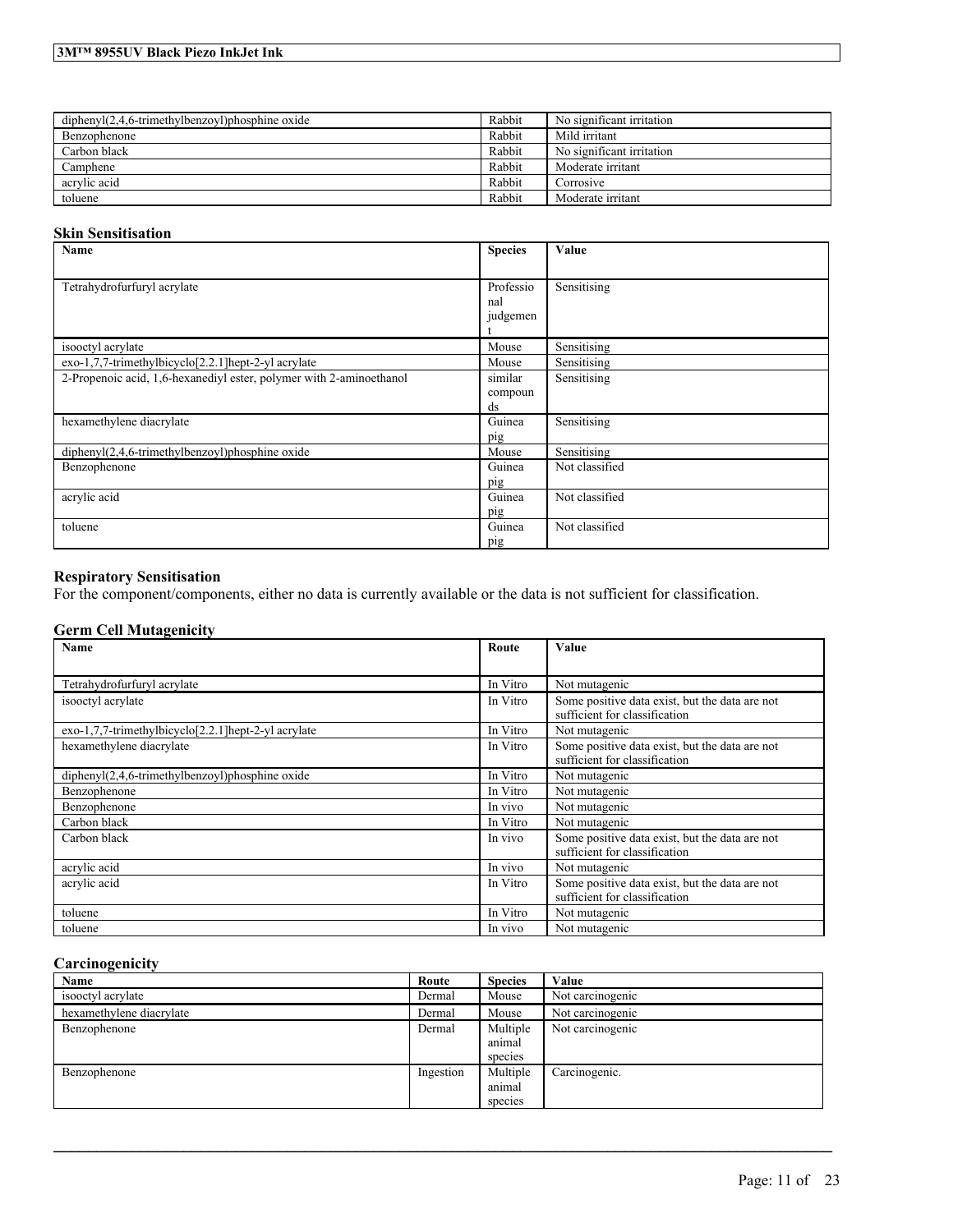| | | |
|---|---|---|
| diphenyl(2,4,6-trimethylbenzoyl)phosphine oxide | Rabbit | No significant irritation |
| Benzophenone | Rabbit | Mild irritant |
| Carbon black | Rabbit | No significant irritation |
| Camphene | Rabbit | Moderate irritant |
| acrylic acid | Rabbit | Corrosive |
| toluene | Rabbit | Moderate irritant |

### Skin Sensitisation

| Name | Species | Value |
|---|---|---|
| Tetrahydrofurfuryl acrylate | Professional judgement | Sensitising |
| isooctyl acrylate | Mouse | Sensitising |
| exo-1,7,7-trimethylbicyclo[2.2.1]hept-2-yl acrylate | Mouse | Sensitising |
| 2-Propenoic acid, 1,6-hexanediyl ester, polymer with 2-aminoethanol | similar compounds | Sensitising |
| hexamethylene diacrylate | Guinea pig | Sensitising |
| diphenyl(2,4,6-trimethylbenzoyl)phosphine oxide | Mouse | Sensitising |
| Benzophenone | Guinea pig | Not classified |
| acrylic acid | Guinea pig | Not classified |
| toluene | Guinea pig | Not classified |

### Respiratory Sensitisation

For the component/components, either no data is currently available or the data is not sufficient for classification.

### Germ Cell Mutagenicity

| Name | Route | Value |
|---|---|---|
| Tetrahydrofurfuryl acrylate | In Vitro | Not mutagenic |
| isooctyl acrylate | In Vitro | Some positive data exist, but the data are not sufficient for classification |
| exo-1,7,7-trimethylbicyclo[2.2.1]hept-2-yl acrylate | In Vitro | Not mutagenic |
| hexamethylene diacrylate | In Vitro | Some positive data exist, but the data are not sufficient for classification |
| diphenyl(2,4,6-trimethylbenzoyl)phosphine oxide | In Vitro | Not mutagenic |
| Benzophenone | In Vitro | Not mutagenic |
| Benzophenone | In vivo | Not mutagenic |
| Carbon black | In Vitro | Not mutagenic |
| Carbon black | In vivo | Some positive data exist, but the data are not sufficient for classification |
| acrylic acid | In vivo | Not mutagenic |
| acrylic acid | In Vitro | Some positive data exist, but the data are not sufficient for classification |
| toluene | In Vitro | Not mutagenic |
| toluene | In vivo | Not mutagenic |

### Carcinogenicity

| Name | Route | Species | Value |
|---|---|---|---|
| isooctyl acrylate | Dermal | Mouse | Not carcinogenic |
| hexamethylene diacrylate | Dermal | Mouse | Not carcinogenic |
| Benzophenone | Dermal | Multiple animal species | Not carcinogenic |
| Benzophenone | Ingestion | Multiple animal species | Carcinogenic. |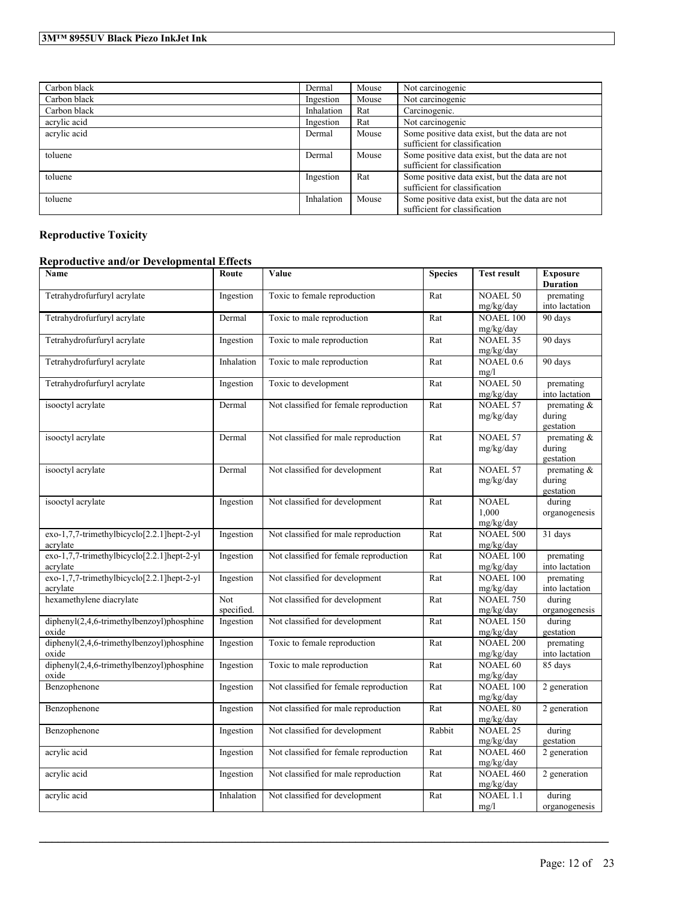| | | | |
|---|---|---|---|
| Carbon black | Dermal | Mouse | Not carcinogenic |
| Carbon black | Ingestion | Mouse | Not carcinogenic |
| Carbon black | Inhalation | Rat | Carcinogenic. |
| acrylic acid | Ingestion | Rat | Not carcinogenic |
| acrylic acid | Dermal | Mouse | Some positive data exist, but the data are not sufficient for classification |
| toluene | Dermal | Mouse | Some positive data exist, but the data are not sufficient for classification |
| toluene | Ingestion | Rat | Some positive data exist, but the data are not sufficient for classification |
| toluene | Inhalation | Mouse | Some positive data exist, but the data are not sufficient for classification |

## Reproductive Toxicity

### Reproductive and/or Developmental Effects

| Name | Route | Value | Species | Test result | Exposure Duration |
|---|---|---|---|---|---|
| Tetrahydrofurfuryl acrylate | Ingestion | Toxic to female reproduction | Rat | NOAEL 50 mg/kg/day | premating into lactation |
| Tetrahydrofurfuryl acrylate | Dermal | Toxic to male reproduction | Rat | NOAEL 100 mg/kg/day | 90 days |
| Tetrahydrofurfuryl acrylate | Ingestion | Toxic to male reproduction | Rat | NOAEL 35 mg/kg/day | 90 days |
| Tetrahydrofurfuryl acrylate | Inhalation | Toxic to male reproduction | Rat | NOAEL 0.6 mg/l | 90 days |
| Tetrahydrofurfuryl acrylate | Ingestion | Toxic to development | Rat | NOAEL 50 mg/kg/day | premating into lactation |
| isooctyl acrylate | Dermal | Not classified for female reproduction | Rat | NOAEL 57 mg/kg/day | premating & during gestation |
| isooctyl acrylate | Dermal | Not classified for male reproduction | Rat | NOAEL 57 mg/kg/day | premating & during gestation |
| isooctyl acrylate | Dermal | Not classified for development | Rat | NOAEL 57 mg/kg/day | premating & during gestation |
| isooctyl acrylate | Ingestion | Not classified for development | Rat | NOAEL 1,000 mg/kg/day | during organogenesis |
| exo-1,7,7-trimethylbicyclo[2.2.1]hept-2-yl acrylate | Ingestion | Not classified for male reproduction | Rat | NOAEL 500 mg/kg/day | 31 days |
| exo-1,7,7-trimethylbicyclo[2.2.1]hept-2-yl acrylate | Ingestion | Not classified for female reproduction | Rat | NOAEL 100 mg/kg/day | premating into lactation |
| exo-1,7,7-trimethylbicyclo[2.2.1]hept-2-yl acrylate | Ingestion | Not classified for development | Rat | NOAEL 100 mg/kg/day | premating into lactation |
| hexamethylene diacrylate | Not specified. | Not classified for development | Rat | NOAEL 750 mg/kg/day | during organogenesis |
| diphenyl(2,4,6-trimethylbenzoyl)phosphine oxide | Ingestion | Not classified for development | Rat | NOAEL 150 mg/kg/day | during gestation |
| diphenyl(2,4,6-trimethylbenzoyl)phosphine oxide | Ingestion | Toxic to female reproduction | Rat | NOAEL 200 mg/kg/day | premating into lactation |
| diphenyl(2,4,6-trimethylbenzoyl)phosphine oxide | Ingestion | Toxic to male reproduction | Rat | NOAEL 60 mg/kg/day | 85 days |
| Benzophenone | Ingestion | Not classified for female reproduction | Rat | NOAEL 100 mg/kg/day | 2 generation |
| Benzophenone | Ingestion | Not classified for male reproduction | Rat | NOAEL 80 mg/kg/day | 2 generation |
| Benzophenone | Ingestion | Not classified for development | Rabbit | NOAEL 25 mg/kg/day | during gestation |
| acrylic acid | Ingestion | Not classified for female reproduction | Rat | NOAEL 460 mg/kg/day | 2 generation |
| acrylic acid | Ingestion | Not classified for male reproduction | Rat | NOAEL 460 mg/kg/day | 2 generation |
| acrylic acid | Inhalation | Not classified for development | Rat | NOAEL 1.1 mg/l | during organogenesis |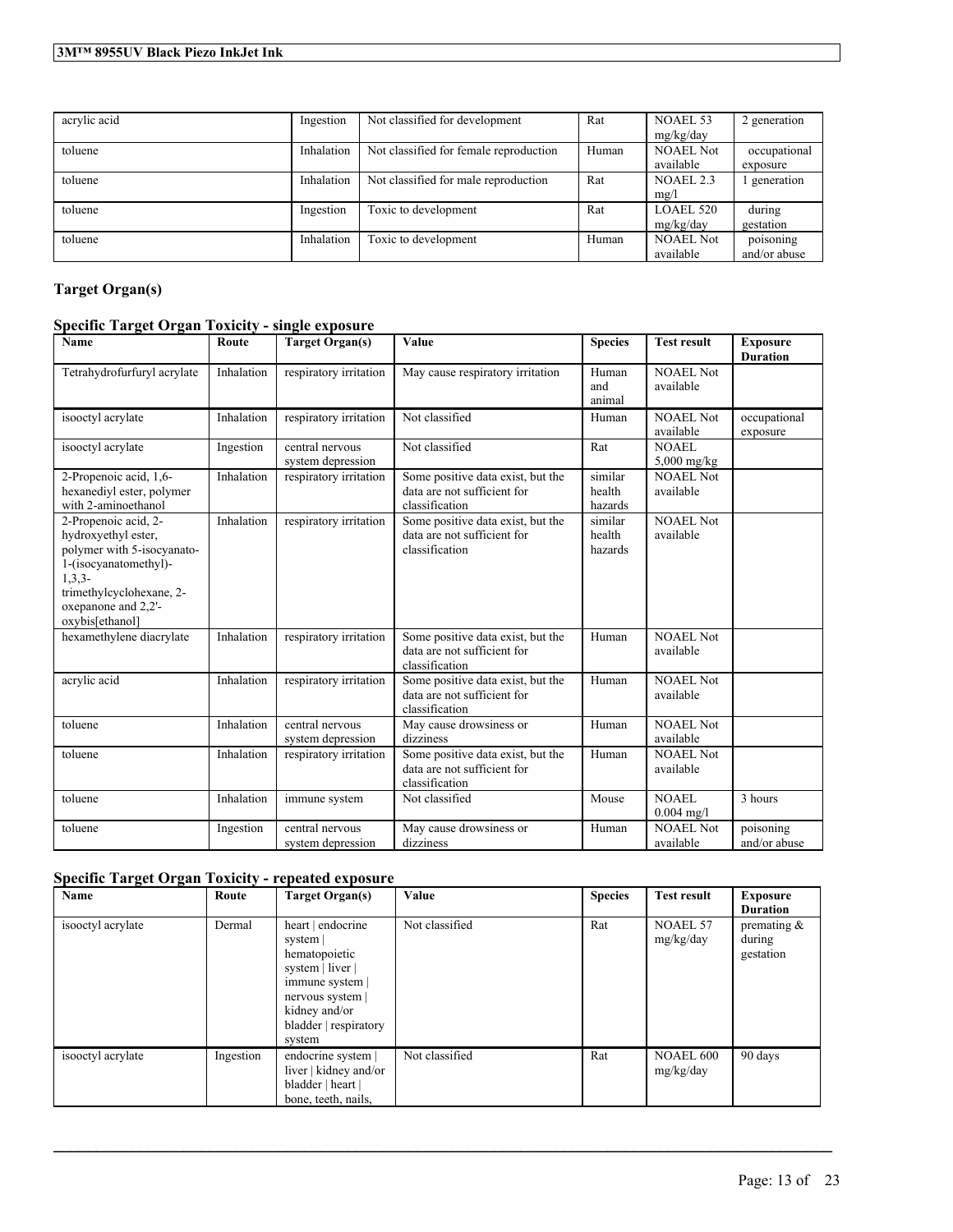| | | | | | |
|---|---|---|---|---|---|
| acrylic acid | Ingestion | Not classified for development | Rat | NOAEL 53 mg/kg/day | 2 generation |
| toluene | Inhalation | Not classified for female reproduction | Human | NOAEL Not available | occupational exposure |
| toluene | Inhalation | Not classified for male reproduction | Rat | NOAEL 2.3 mg/l | 1 generation |
| toluene | Ingestion | Toxic to development | Rat | LOAEL 520 mg/kg/day | during gestation |
| toluene | Inhalation | Toxic to development | Human | NOAEL Not available | poisoning and/or abuse |

## Target Organ(s)

### Specific Target Organ Toxicity - single exposure

| Name | Route | Target Organ(s) | Value | Species | Test result | Exposure Duration |
|---|---|---|---|---|---|---|
| Tetrahydrofurfuryl acrylate | Inhalation | respiratory irritation | May cause respiratory irritation | Human and animal | NOAEL Not available | |
| isooctyl acrylate | Inhalation | respiratory irritation | Not classified | Human | NOAEL Not available | occupational exposure |
| isooctyl acrylate | Ingestion | central nervous system depression | Not classified | Rat | NOAEL 5,000 mg/kg | |
| 2-Propenoic acid, 1,6-hexanediyl ester, polymer with 2-aminoethanol | Inhalation | respiratory irritation | Some positive data exist, but the data are not sufficient for classification | similar health hazards | NOAEL Not available | |
| 2-Propenoic acid, 2-hydroxyethyl ester, polymer with 5-isocyanato-1-(isocyanatomethyl)-1,3,3-trimethylcyclohexane, 2-oxepanone and 2,2'-oxybis[ethanol] | Inhalation | respiratory irritation | Some positive data exist, but the data are not sufficient for classification | similar health hazards | NOAEL Not available | |
| hexamethylene diacrylate | Inhalation | respiratory irritation | Some positive data exist, but the data are not sufficient for classification | Human | NOAEL Not available | |
| acrylic acid | Inhalation | respiratory irritation | Some positive data exist, but the data are not sufficient for classification | Human | NOAEL Not available | |
| toluene | Inhalation | central nervous system depression | May cause drowsiness or dizziness | Human | NOAEL Not available | |
| toluene | Inhalation | respiratory irritation | Some positive data exist, but the data are not sufficient for classification | Human | NOAEL Not available | |
| toluene | Inhalation | immune system | Not classified | Mouse | NOAEL 0.004 mg/l | 3 hours |
| toluene | Ingestion | central nervous system depression | May cause drowsiness or dizziness | Human | NOAEL Not available | poisoning and/or abuse |

### Specific Target Organ Toxicity - repeated exposure

| Name | Route | Target Organ(s) | Value | Species | Test result | Exposure Duration |
|---|---|---|---|---|---|---|
| isooctyl acrylate | Dermal | heart \| endocrine system \| hematopoietic system \| liver \| immune system \| nervous system \| kidney and/or bladder \| respiratory system | Not classified | Rat | NOAEL 57 mg/kg/day | premating & during gestation |
| isooctyl acrylate | Ingestion | endocrine system \| liver \| kidney and/or bladder \| heart \| bone, teeth, nails, | Not classified | Rat | NOAEL 600 mg/kg/day | 90 days |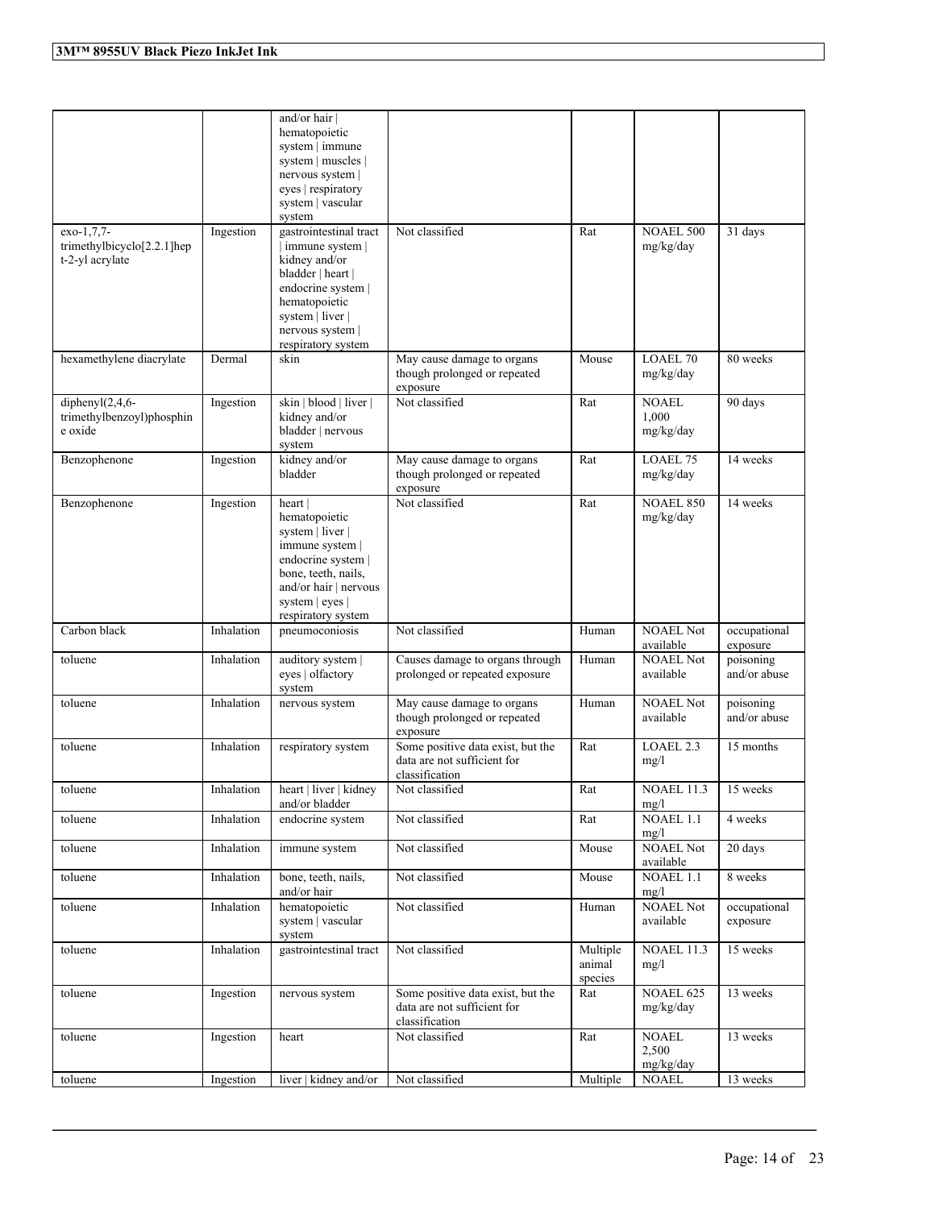| | | | | | | |
|---|---|---|---|---|---|---|
| | | and/or hair \| hematopoietic system \| immune system \| muscles \| nervous system \| eyes \| respiratory system \| vascular system | | | | |
| exo-1,7,7-trimethylbicyclo[2.2.1]hept-2-yl acrylate | Ingestion | gastrointestinal tract \| immune system \| kidney and/or bladder \| heart \| endocrine system \| hematopoietic system \| liver \| nervous system \| respiratory system | Not classified | Rat | NOAEL 500 mg/kg/day | 31 days |
| hexamethylene diacrylate | Dermal | skin | May cause damage to organs though prolonged or repeated exposure | Mouse | LOAEL 70 mg/kg/day | 80 weeks |
| diphenyl(2,4,6-trimethylbenzoyl)phosphine oxide | Ingestion | skin \| blood \| liver \| kidney and/or bladder \| nervous system | Not classified | Rat | NOAEL 1,000 mg/kg/day | 90 days |
| Benzophenone | Ingestion | kidney and/or bladder | May cause damage to organs though prolonged or repeated exposure | Rat | LOAEL 75 mg/kg/day | 14 weeks |
| Benzophenone | Ingestion | heart \| hematopoietic system \| liver \| immune system \| endocrine system \| bone, teeth, nails, and/or hair \| nervous system \| eyes \| respiratory system | Not classified | Rat | NOAEL 850 mg/kg/day | 14 weeks |
| Carbon black | Inhalation | pneumoconiosis | Not classified | Human | NOAEL Not available | occupational exposure |
| toluene | Inhalation | auditory system \| eyes \| olfactory system | Causes damage to organs through prolonged or repeated exposure | Human | NOAEL Not available | poisoning and/or abuse |
| toluene | Inhalation | nervous system | May cause damage to organs though prolonged or repeated exposure | Human | NOAEL Not available | poisoning and/or abuse |
| toluene | Inhalation | respiratory system | Some positive data exist, but the data are not sufficient for classification | Rat | LOAEL 2.3 mg/l | 15 months |
| toluene | Inhalation | heart \| liver \| kidney and/or bladder | Not classified | Rat | NOAEL 11.3 mg/l | 15 weeks |
| toluene | Inhalation | endocrine system | Not classified | Rat | NOAEL 1.1 mg/l | 4 weeks |
| toluene | Inhalation | immune system | Not classified | Mouse | NOAEL Not available | 20 days |
| toluene | Inhalation | bone, teeth, nails, and/or hair | Not classified | Mouse | NOAEL 1.1 mg/l | 8 weeks |
| toluene | Inhalation | hematopoietic system \| vascular system | Not classified | Human | NOAEL Not available | occupational exposure |
| toluene | Inhalation | gastrointestinal tract | Not classified | Multiple animal species | NOAEL 11.3 mg/l | 15 weeks |
| toluene | Ingestion | nervous system | Some positive data exist, but the data are not sufficient for classification | Rat | NOAEL 625 mg/kg/day | 13 weeks |
| toluene | Ingestion | heart | Not classified | Rat | NOAEL 2,500 mg/kg/day | 13 weeks |
| toluene | Ingestion | liver \| kidney and/or | Not classified | Multiple | NOAEL | 13 weeks |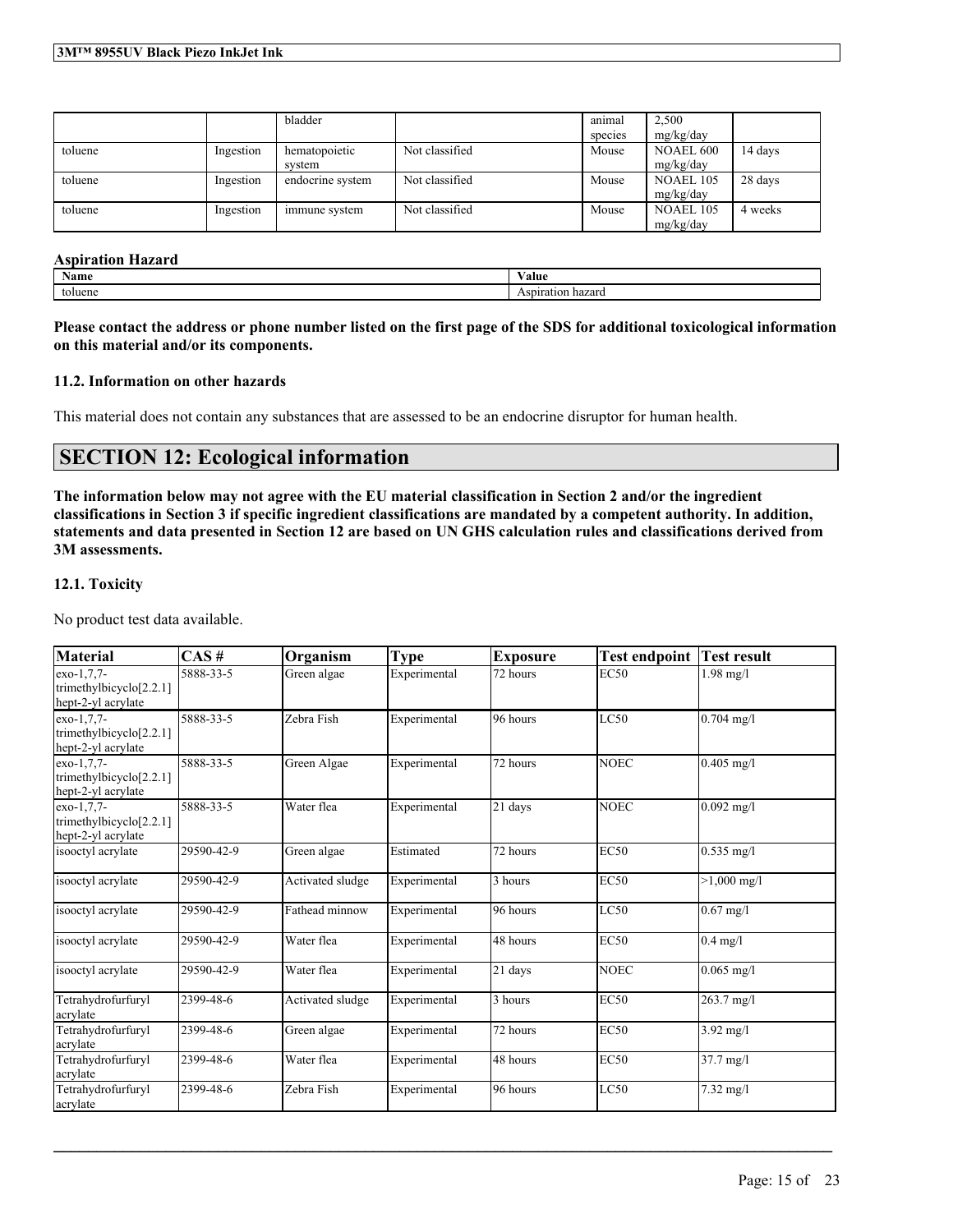| | | | | | | |
|---|---|---|---|---|---|---|
| | | bladder | | animal species | 2,500 mg/kg/day | |
| toluene | Ingestion | hematopoietic system | Not classified | Mouse | NOAEL 600 mg/kg/day | 14 days |
| toluene | Ingestion | endocrine system | Not classified | Mouse | NOAEL 105 mg/kg/day | 28 days |
| toluene | Ingestion | immune system | Not classified | Mouse | NOAEL 105 mg/kg/day | 4 weeks |

**Aspiration Hazard**

| Name | Value |
|---|---|
| toluene | Aspiration hazard |

**Please contact the address or phone number listed on the first page of the SDS for additional toxicological information on this material and/or its components.**

### 11.2. Information on other hazards

This material does not contain any substances that are assessed to be an endocrine disruptor for human health.

## SECTION 12: Ecological information

**The information below may not agree with the EU material classification in Section 2 and/or the ingredient classifications in Section 3 if specific ingredient classifications are mandated by a competent authority. In addition, statements and data presented in Section 12 are based on UN GHS calculation rules and classifications derived from 3M assessments.**

### 12.1. Toxicity

No product test data available.

| Material | CAS # | Organism | Type | Exposure | Test endpoint | Test result |
|---|---|---|---|---|---|---|
| exo-1,7,7-trimethylbicyclo[2.2.1]hept-2-yl acrylate | 5888-33-5 | Green algae | Experimental | 72 hours | EC50 | 1.98 mg/l |
| exo-1,7,7-trimethylbicyclo[2.2.1]hept-2-yl acrylate | 5888-33-5 | Zebra Fish | Experimental | 96 hours | LC50 | 0.704 mg/l |
| exo-1,7,7-trimethylbicyclo[2.2.1]hept-2-yl acrylate | 5888-33-5 | Green Algae | Experimental | 72 hours | NOEC | 0.405 mg/l |
| exo-1,7,7-trimethylbicyclo[2.2.1]hept-2-yl acrylate | 5888-33-5 | Water flea | Experimental | 21 days | NOEC | 0.092 mg/l |
| isooctyl acrylate | 29590-42-9 | Green algae | Estimated | 72 hours | EC50 | 0.535 mg/l |
| isooctyl acrylate | 29590-42-9 | Activated sludge | Experimental | 3 hours | EC50 | >1,000 mg/l |
| isooctyl acrylate | 29590-42-9 | Fathead minnow | Experimental | 96 hours | LC50 | 0.67 mg/l |
| isooctyl acrylate | 29590-42-9 | Water flea | Experimental | 48 hours | EC50 | 0.4 mg/l |
| isooctyl acrylate | 29590-42-9 | Water flea | Experimental | 21 days | NOEC | 0.065 mg/l |
| Tetrahydrofurfuryl acrylate | 2399-48-6 | Activated sludge | Experimental | 3 hours | EC50 | 263.7 mg/l |
| Tetrahydrofurfuryl acrylate | 2399-48-6 | Green algae | Experimental | 72 hours | EC50 | 3.92 mg/l |
| Tetrahydrofurfuryl acrylate | 2399-48-6 | Water flea | Experimental | 48 hours | EC50 | 37.7 mg/l |
| Tetrahydrofurfuryl acrylate | 2399-48-6 | Zebra Fish | Experimental | 96 hours | LC50 | 7.32 mg/l |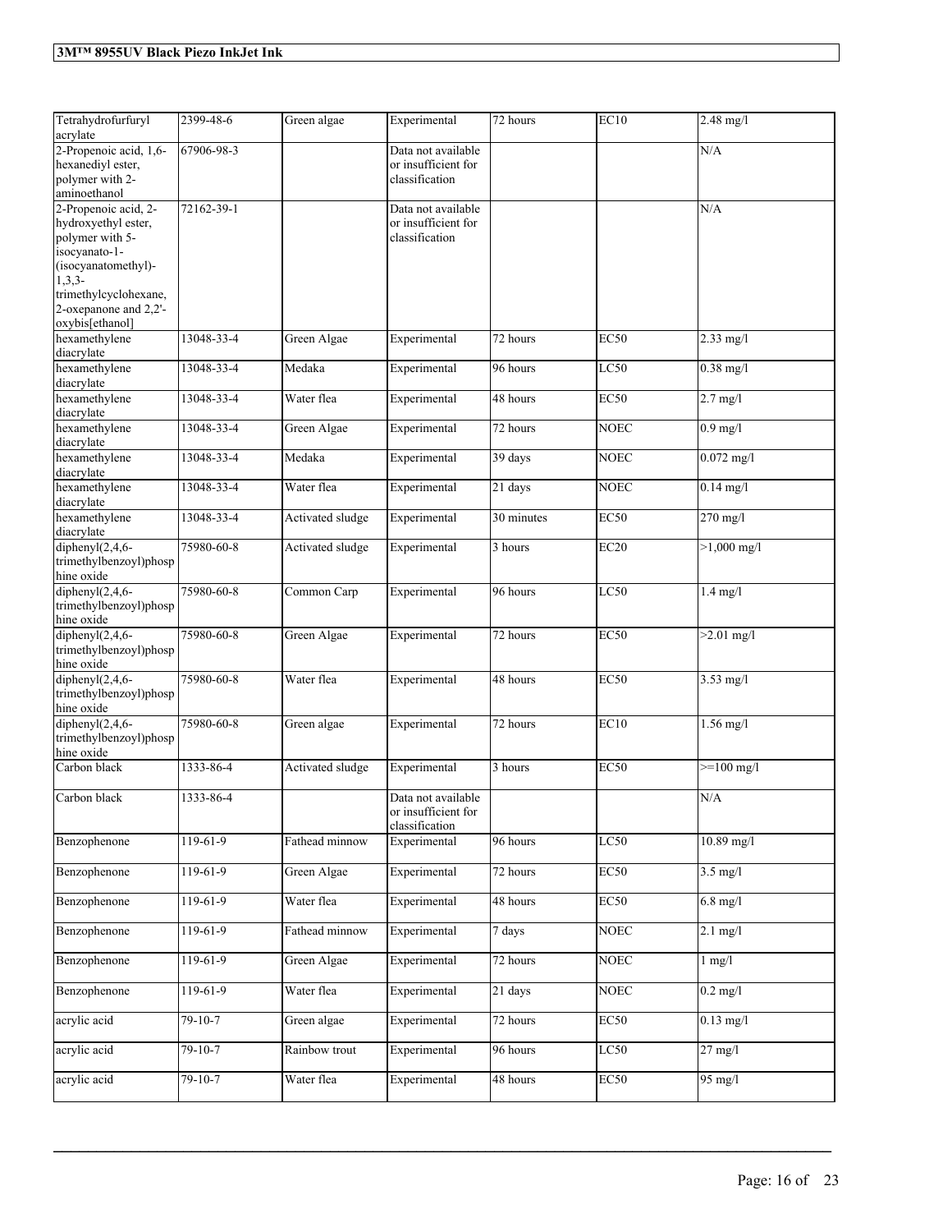| | | | | | | |
|---|---|---|---|---|---|---|
| Tetrahydrofurfuryl acrylate | 2399-48-6 | Green algae | Experimental | 72 hours | EC10 | 2.48 mg/l |
| 2-Propenoic acid, 1,6-hexanediyl ester, polymer with 2-aminoethanol | 67906-98-3 | | Data not available or insufficient for classification | | | N/A |
| 2-Propenoic acid, 2-hydroxyethyl ester, polymer with 5-isocyanato-1-(isocyanatomethyl)-1,3,3-trimethylcyclohexane, 2-oxepanone and 2,2'-oxybis[ethanol] | 72162-39-1 | | Data not available or insufficient for classification | | | N/A |
| hexamethylene diacrylate | 13048-33-4 | Green Algae | Experimental | 72 hours | EC50 | 2.33 mg/l |
| hexamethylene diacrylate | 13048-33-4 | Medaka | Experimental | 96 hours | LC50 | 0.38 mg/l |
| hexamethylene diacrylate | 13048-33-4 | Water flea | Experimental | 48 hours | EC50 | 2.7 mg/l |
| hexamethylene diacrylate | 13048-33-4 | Green Algae | Experimental | 72 hours | NOEC | 0.9 mg/l |
| hexamethylene diacrylate | 13048-33-4 | Medaka | Experimental | 39 days | NOEC | 0.072 mg/l |
| hexamethylene diacrylate | 13048-33-4 | Water flea | Experimental | 21 days | NOEC | 0.14 mg/l |
| hexamethylene diacrylate | 13048-33-4 | Activated sludge | Experimental | 30 minutes | EC50 | 270 mg/l |
| diphenyl(2,4,6-trimethylbenzoyl)phosphine oxide | 75980-60-8 | Activated sludge | Experimental | 3 hours | EC20 | >1,000 mg/l |
| diphenyl(2,4,6-trimethylbenzoyl)phosphine oxide | 75980-60-8 | Common Carp | Experimental | 96 hours | LC50 | 1.4 mg/l |
| diphenyl(2,4,6-trimethylbenzoyl)phosphine oxide | 75980-60-8 | Green Algae | Experimental | 72 hours | EC50 | >2.01 mg/l |
| diphenyl(2,4,6-trimethylbenzoyl)phosphine oxide | 75980-60-8 | Water flea | Experimental | 48 hours | EC50 | 3.53 mg/l |
| diphenyl(2,4,6-trimethylbenzoyl)phosphine oxide | 75980-60-8 | Green algae | Experimental | 72 hours | EC10 | 1.56 mg/l |
| Carbon black | 1333-86-4 | Activated sludge | Experimental | 3 hours | EC50 | >=100 mg/l |
| Carbon black | 1333-86-4 | | Data not available or insufficient for classification | | | N/A |
| Benzophenone | 119-61-9 | Fathead minnow | Experimental | 96 hours | LC50 | 10.89 mg/l |
| Benzophenone | 119-61-9 | Green Algae | Experimental | 72 hours | EC50 | 3.5 mg/l |
| Benzophenone | 119-61-9 | Water flea | Experimental | 48 hours | EC50 | 6.8 mg/l |
| Benzophenone | 119-61-9 | Fathead minnow | Experimental | 7 days | NOEC | 2.1 mg/l |
| Benzophenone | 119-61-9 | Green Algae | Experimental | 72 hours | NOEC | 1 mg/l |
| Benzophenone | 119-61-9 | Water flea | Experimental | 21 days | NOEC | 0.2 mg/l |
| acrylic acid | 79-10-7 | Green algae | Experimental | 72 hours | EC50 | 0.13 mg/l |
| acrylic acid | 79-10-7 | Rainbow trout | Experimental | 96 hours | LC50 | 27 mg/l |
| acrylic acid | 79-10-7 | Water flea | Experimental | 48 hours | EC50 | 95 mg/l |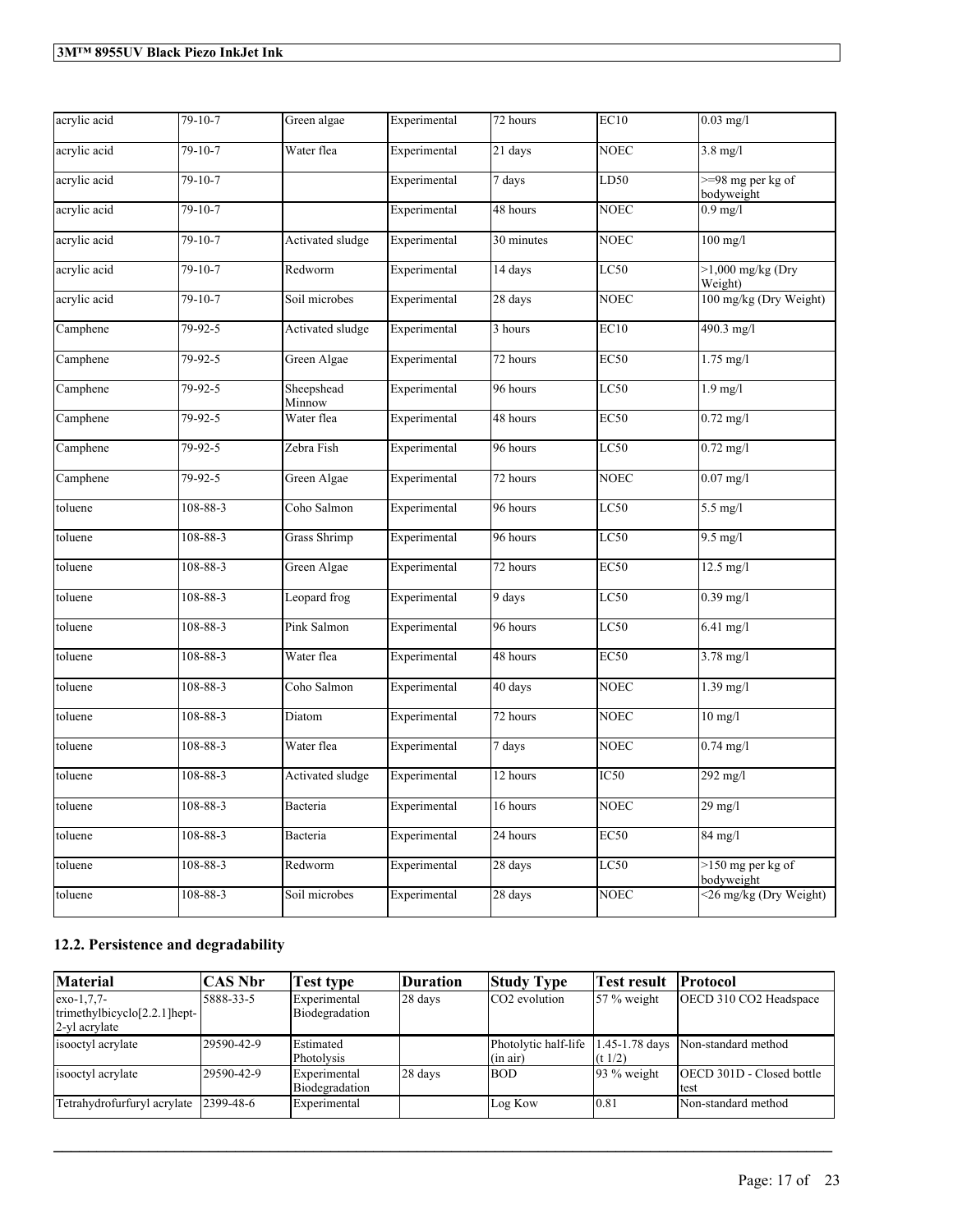| | | | | | | |
|---|---|---|---|---|---|---|
| acrylic acid | 79-10-7 | Green algae | Experimental | 72 hours | EC10 | 0.03 mg/l |
| acrylic acid | 79-10-7 | Water flea | Experimental | 21 days | NOEC | 3.8 mg/l |
| acrylic acid | 79-10-7 | | Experimental | 7 days | LD50 | >=98 mg per kg of bodyweight |
| acrylic acid | 79-10-7 | | Experimental | 48 hours | NOEC | 0.9 mg/l |
| acrylic acid | 79-10-7 | Activated sludge | Experimental | 30 minutes | NOEC | 100 mg/l |
| acrylic acid | 79-10-7 | Redworm | Experimental | 14 days | LC50 | >1,000 mg/kg (Dry Weight) |
| acrylic acid | 79-10-7 | Soil microbes | Experimental | 28 days | NOEC | 100 mg/kg (Dry Weight) |
| Camphene | 79-92-5 | Activated sludge | Experimental | 3 hours | EC10 | 490.3 mg/l |
| Camphene | 79-92-5 | Green Algae | Experimental | 72 hours | EC50 | 1.75 mg/l |
| Camphene | 79-92-5 | Sheepshead Minnow | Experimental | 96 hours | LC50 | 1.9 mg/l |
| Camphene | 79-92-5 | Water flea | Experimental | 48 hours | EC50 | 0.72 mg/l |
| Camphene | 79-92-5 | Zebra Fish | Experimental | 96 hours | LC50 | 0.72 mg/l |
| Camphene | 79-92-5 | Green Algae | Experimental | 72 hours | NOEC | 0.07 mg/l |
| toluene | 108-88-3 | Coho Salmon | Experimental | 96 hours | LC50 | 5.5 mg/l |
| toluene | 108-88-3 | Grass Shrimp | Experimental | 96 hours | LC50 | 9.5 mg/l |
| toluene | 108-88-3 | Green Algae | Experimental | 72 hours | EC50 | 12.5 mg/l |
| toluene | 108-88-3 | Leopard frog | Experimental | 9 days | LC50 | 0.39 mg/l |
| toluene | 108-88-3 | Pink Salmon | Experimental | 96 hours | LC50 | 6.41 mg/l |
| toluene | 108-88-3 | Water flea | Experimental | 48 hours | EC50 | 3.78 mg/l |
| toluene | 108-88-3 | Coho Salmon | Experimental | 40 days | NOEC | 1.39 mg/l |
| toluene | 108-88-3 | Diatom | Experimental | 72 hours | NOEC | 10 mg/l |
| toluene | 108-88-3 | Water flea | Experimental | 7 days | NOEC | 0.74 mg/l |
| toluene | 108-88-3 | Activated sludge | Experimental | 12 hours | IC50 | 292 mg/l |
| toluene | 108-88-3 | Bacteria | Experimental | 16 hours | NOEC | 29 mg/l |
| toluene | 108-88-3 | Bacteria | Experimental | 24 hours | EC50 | 84 mg/l |
| toluene | 108-88-3 | Redworm | Experimental | 28 days | LC50 | >150 mg per kg of bodyweight |
| toluene | 108-88-3 | Soil microbes | Experimental | 28 days | NOEC | <26 mg/kg (Dry Weight) |

## 12.2. Persistence and degradability

| Material | CAS Nbr | Test type | Duration | Study Type | Test result | Protocol |
|---|---|---|---|---|---|---|
| exo-1,7,7-trimethylbicyclo[2.2.1]hept-2-yl acrylate | 5888-33-5 | Experimental Biodegradation | 28 days | $CO_2$ evolution | 57 % weight | OECD 310 $CO_2$ Headspace |
| isooctyl acrylate | 29590-42-9 | Estimated Photolysis | | Photolytic half-life (in air) | 1.45-1.78 days (t 1/2) | Non-standard method |
| isooctyl acrylate | 29590-42-9 | Experimental Biodegradation | 28 days | BOD | 93 % weight | OECD 301D - Closed bottle test |
| Tetrahydrofurfuryl acrylate | 2399-48-6 | Experimental | | Log Kow | 0.81 | Non-standard method |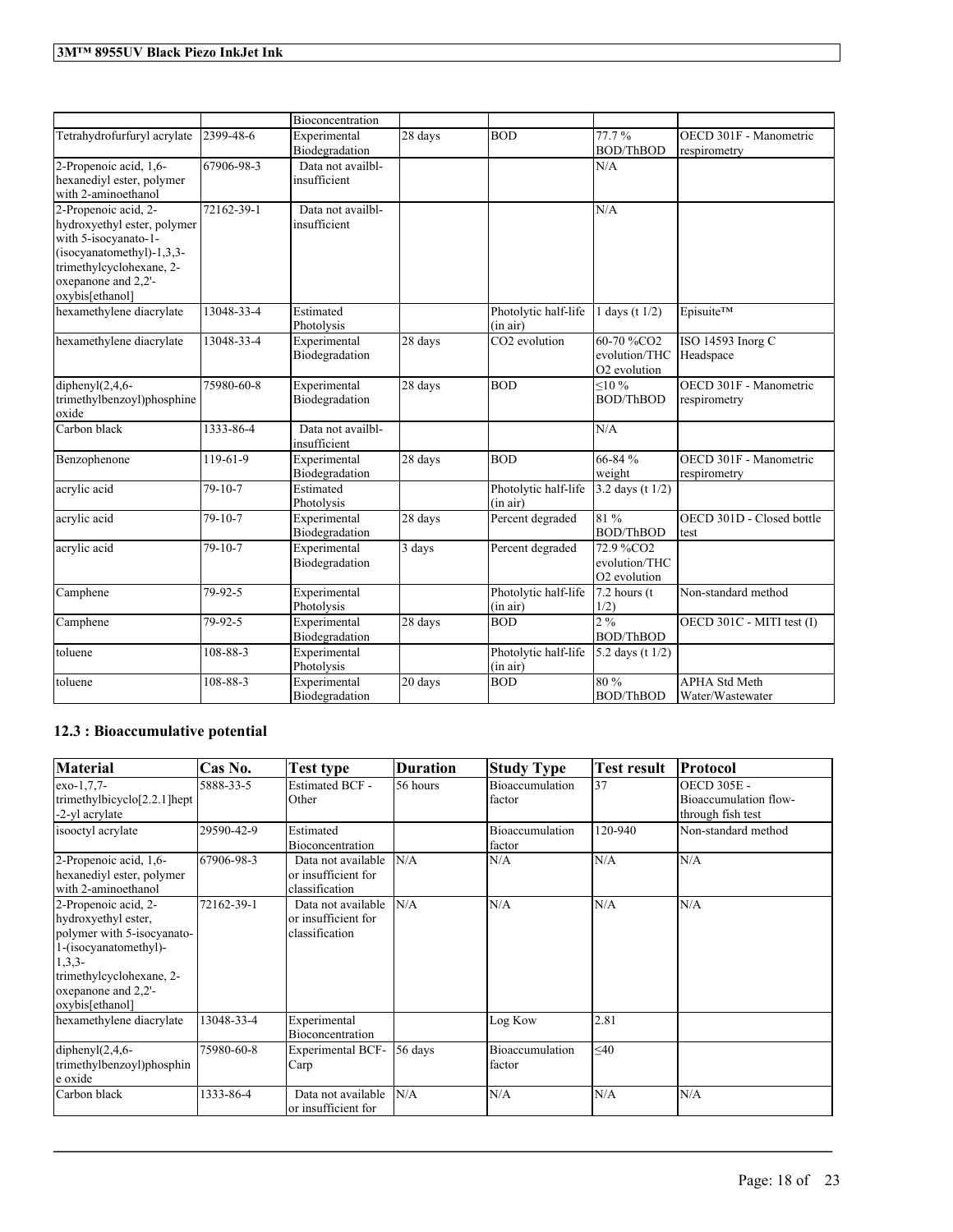| | | | | | | |
|---|---|---|---|---|---|---|
| | | Bioconcentration | | | | |
| Tetrahydrofurfuryl acrylate | 2399-48-6 | Experimental Biodegradation | 28 days | BOD | 77.7 % BOD/ThBOD | OECD 301F - Manometric respirometry |
| 2-Propenoic acid, 1,6-hexanediyl ester, polymer with 2-aminoethanol | 67906-98-3 | Data not availbl-insufficient | | | N/A | |
| 2-Propenoic acid, 2-hydroxyethyl ester, polymer with 5-isocyanato-1-(isocyanatomethyl)-1,3,3-trimethylcyclohexane, 2-oxepanone and 2,2'-oxybis[ethanol] | 72162-39-1 | Data not availbl-insufficient | | | N/A | |
| hexamethylene diacrylate | 13048-33-4 | Estimated Photolysis | | Photolytic half-life (in air) | 1 days (t 1/2) | Episuite™ |
| hexamethylene diacrylate | 13048-33-4 | Experimental Biodegradation | 28 days | $CO_2$ evolution | 60-70 %$CO_2$ evolution/THC $O_2$ evolution | ISO 14593 Inorg C Headspace |
| diphenyl(2,4,6-trimethylbenzoyl)phosphine oxide | 75980-60-8 | Experimental Biodegradation | 28 days | BOD | ≤10 % BOD/ThBOD | OECD 301F - Manometric respirometry |
| Carbon black | 1333-86-4 | Data not availbl-insufficient | | | N/A | |
| Benzophenone | 119-61-9 | Experimental Biodegradation | 28 days | BOD | 66-84 % weight | OECD 301F - Manometric respirometry |
| acrylic acid | 79-10-7 | Estimated Photolysis | | Photolytic half-life (in air) | 3.2 days (t 1/2) | |
| acrylic acid | 79-10-7 | Experimental Biodegradation | 28 days | Percent degraded | 81 % BOD/ThBOD | OECD 301D - Closed bottle test |
| acrylic acid | 79-10-7 | Experimental Biodegradation | 3 days | Percent degraded | 72.9 %$CO_2$ evolution/THC $O_2$ evolution | |
| Camphene | 79-92-5 | Experimental Photolysis | | Photolytic half-life (in air) | 7.2 hours (t 1/2) | Non-standard method |
| Camphene | 79-92-5 | Experimental Biodegradation | 28 days | BOD | 2 % BOD/ThBOD | OECD 301C - MITI test (I) |
| toluene | 108-88-3 | Experimental Photolysis | | Photolytic half-life (in air) | 5.2 days (t 1/2) | |
| toluene | 108-88-3 | Experimental Biodegradation | 20 days | BOD | 80 % BOD/ThBOD | APHA Std Meth Water/Wastewater |

## 12.3 : Bioaccumulative potential

| Material | Cas No. | Test type | Duration | Study Type | Test result | Protocol |
|---|---|---|---|---|---|---|
| exo-1,7,7-trimethylbicyclo[2.2.1]hept-2-yl acrylate | 5888-33-5 | Estimated BCF - Other | 56 hours | Bioaccumulation factor | 37 | OECD 305E - Bioaccumulation flow-through fish test |
| isooctyl acrylate | 29590-42-9 | Estimated Bioconcentration | | Bioaccumulation factor | 120-940 | Non-standard method |
| 2-Propenoic acid, 1,6-hexanediyl ester, polymer with 2-aminoethanol | 67906-98-3 | Data not available or insufficient for classification | N/A | N/A | N/A | N/A |
| 2-Propenoic acid, 2-hydroxyethyl ester, polymer with 5-isocyanato-1-(isocyanatomethyl)-1,3,3-trimethylcyclohexane, 2-oxepanone and 2,2'-oxybis[ethanol] | 72162-39-1 | Data not available or insufficient for classification | N/A | N/A | N/A | N/A |
| hexamethylene diacrylate | 13048-33-4 | Experimental Bioconcentration | | Log Kow | 2.81 | |
| diphenyl(2,4,6-trimethylbenzoyl)phosphine oxide | 75980-60-8 | Experimental BCF-Carp | 56 days | Bioaccumulation factor | ≤40 | |
| Carbon black | 1333-86-4 | Data not available or insufficient for | N/A | N/A | N/A | N/A |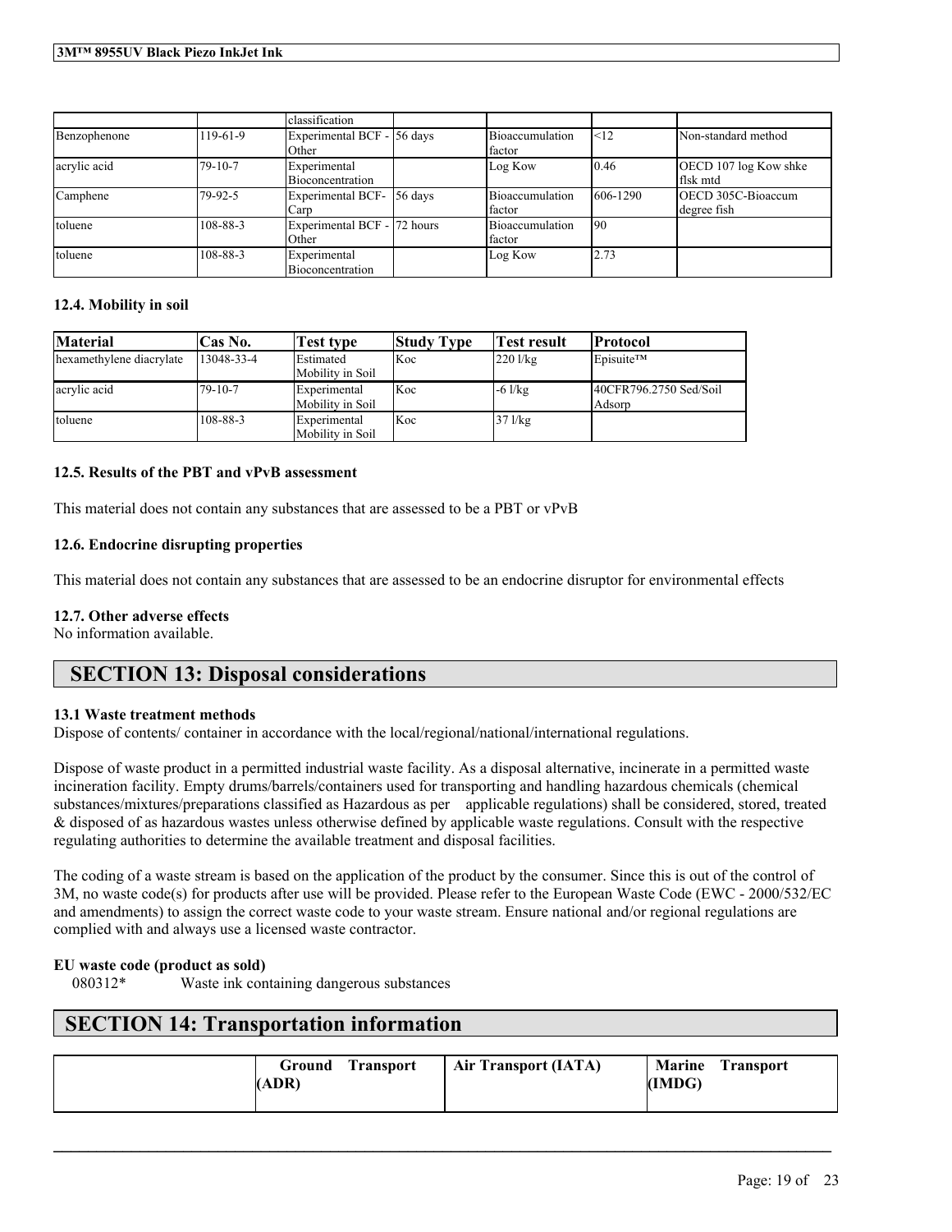| | | | | | | |
|---|---|---|---|---|---|---|
| | | classification | | | | |
| Benzophenone | 119-61-9 | Experimental BCF - Other | 56 days | Bioaccumulation factor | <12 | Non-standard method |
| acrylic acid | 79-10-7 | Experimental Bioconcentration | | Log Kow | 0.46 | OECD 107 log Kow shke flsk mtd |
| Camphene | 79-92-5 | Experimental BCF-Carp | 56 days | Bioaccumulation factor | 606-1290 | OECD 305C-Bioaccum degree fish |
| toluene | 108-88-3 | Experimental BCF - Other | 72 hours | Bioaccumulation factor | 90 | |
| toluene | 108-88-3 | Experimental Bioconcentration | | Log Kow | 2.73 | |

### 12.4. Mobility in soil

| Material | Cas No. | Test type | Study Type | Test result | Protocol |
|---|---|---|---|---|---|
| hexamethylene diacrylate | 13048-33-4 | Estimated Mobility in Soil | Koc | 220 l/kg | Episuite™ |
| acrylic acid | 79-10-7 | Experimental Mobility in Soil | Koc | -6 l/kg | 40CFR796.2750 Sed/Soil Adsorp |
| toluene | 108-88-3 | Experimental Mobility in Soil | Koc | 37 l/kg | |

### 12.5. Results of the PBT and vPvB assessment

This material does not contain any substances that are assessed to be a PBT or vPvB

### 12.6. Endocrine disrupting properties

This material does not contain any substances that are assessed to be an endocrine disruptor for environmental effects

### 12.7. Other adverse effects

No information available.

## SECTION 13: Disposal considerations

### 13.1 Waste treatment methods

Dispose of contents/ container in accordance with the local/regional/national/international regulations.

Dispose of waste product in a permitted industrial waste facility. As a disposal alternative, incinerate in a permitted waste incineration facility. Empty drums/barrels/containers used for transporting and handling hazardous chemicals (chemical substances/mixtures/preparations classified as Hazardous as per applicable regulations) shall be considered, stored, treated & disposed of as hazardous wastes unless otherwise defined by applicable waste regulations. Consult with the respective regulating authorities to determine the available treatment and disposal facilities.

The coding of a waste stream is based on the application of the product by the consumer. Since this is out of the control of 3M, no waste code(s) for products after use will be provided. Please refer to the European Waste Code (EWC - 2000/532/EC and amendments) to assign the correct waste code to your waste stream. Ensure national and/or regional regulations are complied with and always use a licensed waste contractor.

**EU waste code (product as sold)**

080312* Waste ink containing dangerous substances

## SECTION 14: Transportation information

| | Ground Transport (ADR) | Air Transport (IATA) | Marine Transport (IMDG) |
|---|---|---|---|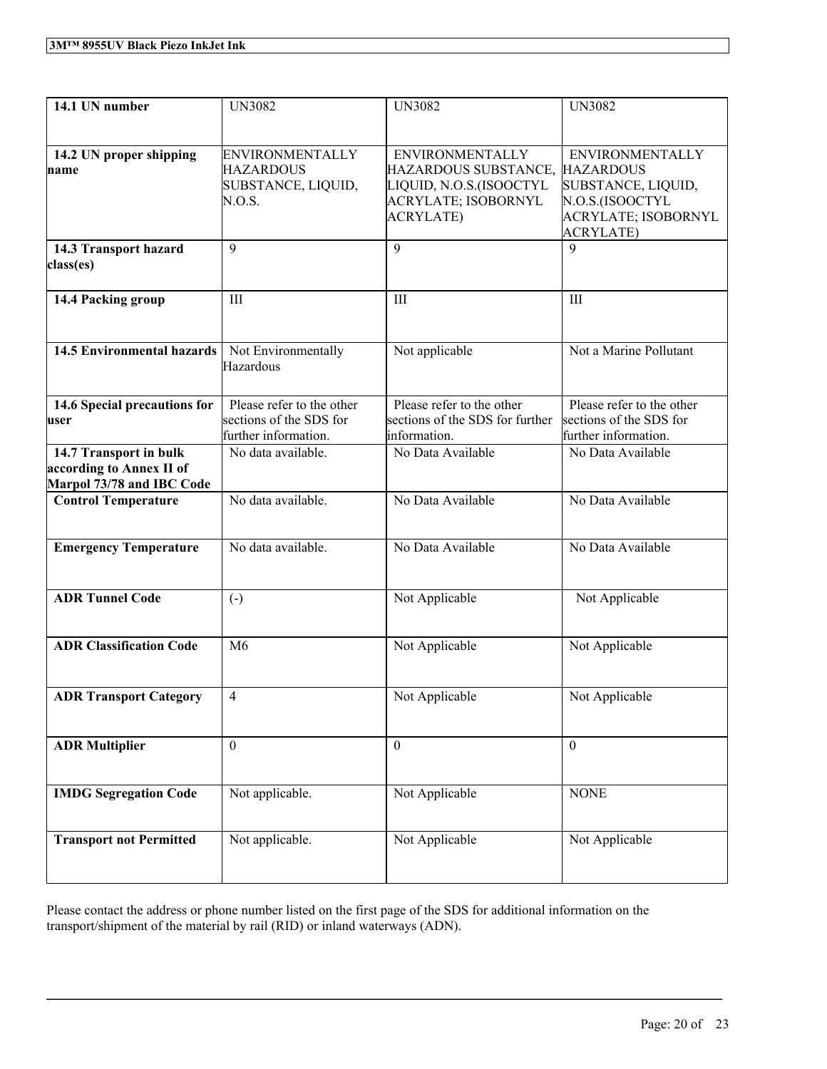| | | | |
|---|---|---|---|
| **14.1 UN number** | UN3082 | UN3082 | UN3082 |
| **14.2 UN proper shipping name** | ENVIRONMENTALLY HAZARDOUS SUBSTANCE, LIQUID, N.O.S. | ENVIRONMENTALLY HAZARDOUS SUBSTANCE, LIQUID, N.O.S.(ISOOCTYL ACRYLATE; ISOBORNYL ACRYLATE) | ENVIRONMENTALLY HAZARDOUS SUBSTANCE, LIQUID, N.O.S.(ISOOCTYL ACRYLATE; ISOBORNYL ACRYLATE) |
| **14.3 Transport hazard class(es)** | 9 | 9 | 9 |
| **14.4 Packing group** | III | III | III |
| **14.5 Environmental hazards** | Not Environmentally Hazardous | Not applicable | Not a Marine Pollutant |
| **14.6 Special precautions for user** | Please refer to the other sections of the SDS for further information. | Please refer to the other sections of the SDS for further information. | Please refer to the other sections of the SDS for further information. |
| **14.7 Transport in bulk according to Annex II of Marpol 73/78 and IBC Code** | No data available. | No Data Available | No Data Available |
| **Control Temperature** | No data available. | No Data Available | No Data Available |
| **Emergency Temperature** | No data available. | No Data Available | No Data Available |
| **ADR Tunnel Code** | (-) | Not Applicable | Not Applicable |
| **ADR Classification Code** | M6 | Not Applicable | Not Applicable |
| **ADR Transport Category** | 4 | Not Applicable | Not Applicable |
| **ADR Multiplier** | 0 | 0 | 0 |
| **IMDG Segregation Code** | Not applicable. | Not Applicable | NONE |
| **Transport not Permitted** | Not applicable. | Not Applicable | Not Applicable |

Please contact the address or phone number listed on the first page of the SDS for additional information on the transport/shipment of the material by rail (RID) or inland waterways (ADN).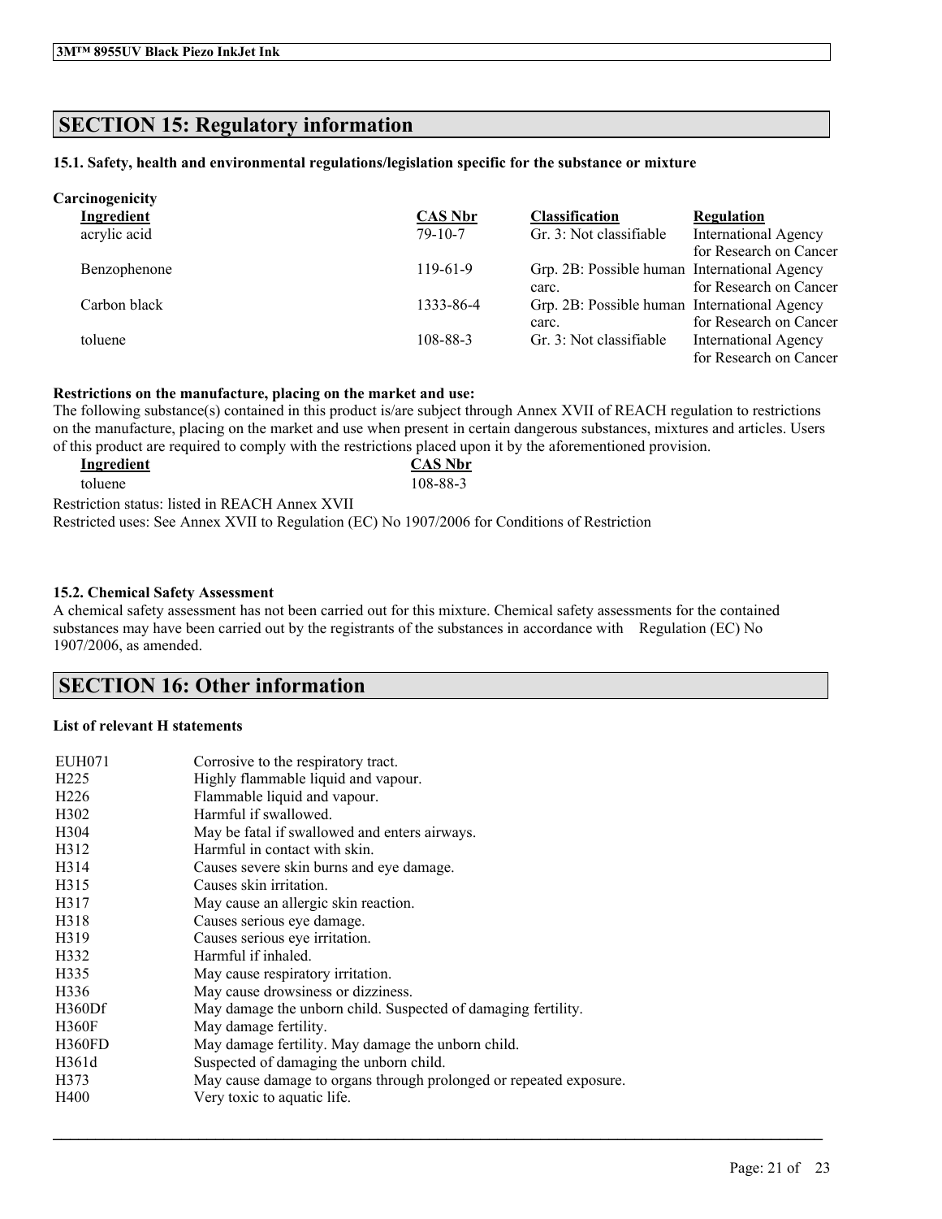## SECTION 15: Regulatory information

**15.1. Safety, health and environmental regulations/legislation specific for the substance or mixture**

**Carcinogenicity**

| Ingredient | CAS Nbr | Classification | Regulation |
|---|---|---|---|
| acrylic acid | 79-10-7 | Gr. 3: Not classifiable | International Agency for Research on Cancer |
| Benzophenone | 119-61-9 | Grp. 2B: Possible human carc. | International Agency for Research on Cancer |
| Carbon black | 1333-86-4 | Grp. 2B: Possible human carc. | International Agency for Research on Cancer |
| toluene | 108-88-3 | Gr. 3: Not classifiable | International Agency for Research on Cancer |

**Restrictions on the manufacture, placing on the market and use:**

The following substance(s) contained in this product is/are subject through Annex XVII of REACH regulation to restrictions on the manufacture, placing on the market and use when present in certain dangerous substances, mixtures and articles. Users of this product are required to comply with the restrictions placed upon it by the aforementioned provision.

| Ingredient | CAS Nbr |
|---|---|
| toluene | 108-88-3 |

Restriction status: listed in REACH Annex XVII

Restricted uses: See Annex XVII to Regulation (EC) No 1907/2006 for Conditions of Restriction

**15.2. Chemical Safety Assessment**

A chemical safety assessment has not been carried out for this mixture. Chemical safety assessments for the contained substances may have been carried out by the registrants of the substances in accordance with Regulation (EC) No 1907/2006, as amended.

## SECTION 16: Other information

**List of relevant H statements**

| | |
|---|---|
| EUH071 | Corrosive to the respiratory tract. |
| H225 | Highly flammable liquid and vapour. |
| H226 | Flammable liquid and vapour. |
| H302 | Harmful if swallowed. |
| H304 | May be fatal if swallowed and enters airways. |
| H312 | Harmful in contact with skin. |
| H314 | Causes severe skin burns and eye damage. |
| H315 | Causes skin irritation. |
| H317 | May cause an allergic skin reaction. |
| H318 | Causes serious eye damage. |
| H319 | Causes serious eye irritation. |
| H332 | Harmful if inhaled. |
| H335 | May cause respiratory irritation. |
| H336 | May cause drowsiness or dizziness. |
| H360Df | May damage the unborn child. Suspected of damaging fertility. |
| H360F | May damage fertility. |
| H360FD | May damage fertility. May damage the unborn child. |
| H361d | Suspected of damaging the unborn child. |
| H373 | May cause damage to organs through prolonged or repeated exposure. |
| H400 | Very toxic to aquatic life. |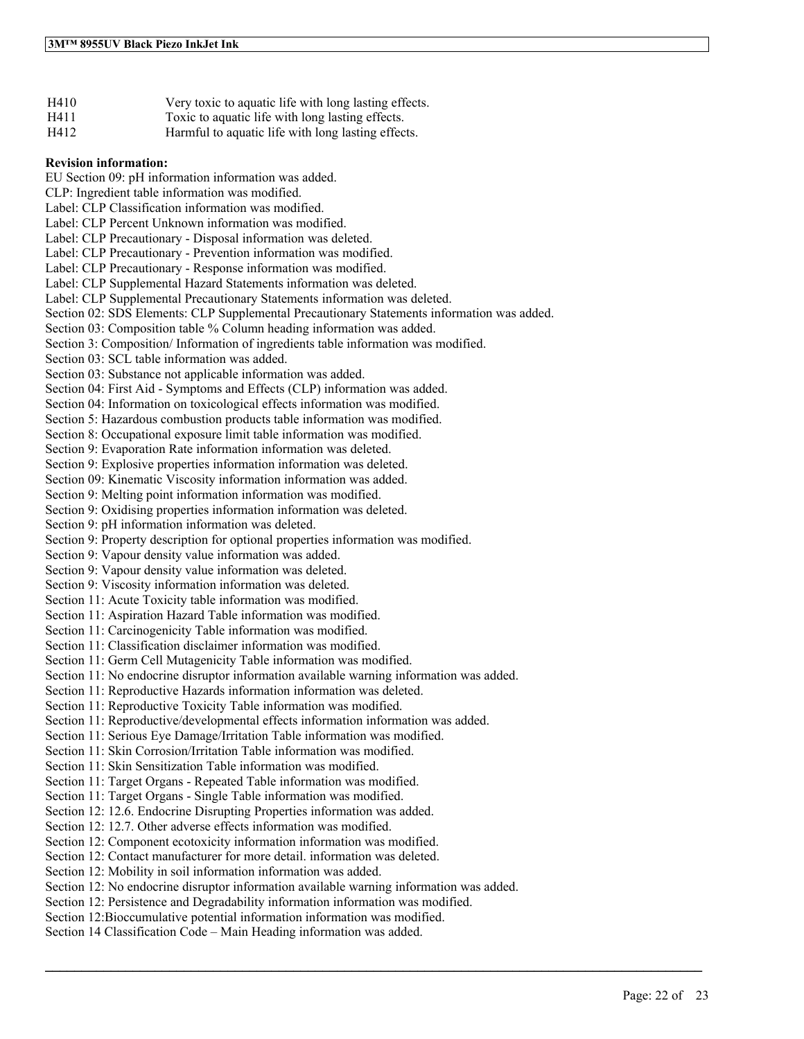| | |
|---|---|
| H410 | Very toxic to aquatic life with long lasting effects. |
| H411 | Toxic to aquatic life with long lasting effects. |
| H412 | Harmful to aquatic life with long lasting effects. |

**Revision information:**

EU Section 09: pH information information was added.
CLP: Ingredient table information was modified.
Label: CLP Classification information was modified.
Label: CLP Percent Unknown information was modified.
Label: CLP Precautionary - Disposal information was deleted.
Label: CLP Precautionary - Prevention information was modified.
Label: CLP Precautionary - Response information was modified.
Label: CLP Supplemental Hazard Statements information was deleted.
Label: CLP Supplemental Precautionary Statements information was deleted.
Section 02: SDS Elements: CLP Supplemental Precautionary Statements information was added.
Section 03: Composition table % Column heading information was added.
Section 3: Composition/ Information of ingredients table information was modified.
Section 03: SCL table information was added.
Section 03: Substance not applicable information was added.
Section 04: First Aid - Symptoms and Effects (CLP) information was added.
Section 04: Information on toxicological effects information was modified.
Section 5: Hazardous combustion products table information was modified.
Section 8: Occupational exposure limit table information was modified.
Section 9: Evaporation Rate information information was deleted.
Section 9: Explosive properties information information was deleted.
Section 09: Kinematic Viscosity information information was added.
Section 9: Melting point information information was modified.
Section 9: Oxidising properties information information was deleted.
Section 9: pH information information was deleted.
Section 9: Property description for optional properties information was modified.
Section 9: Vapour density value information was added.
Section 9: Vapour density value information was deleted.
Section 9: Viscosity information information was deleted.
Section 11: Acute Toxicity table information was modified.
Section 11: Aspiration Hazard Table information was modified.
Section 11: Carcinogenicity Table information was modified.
Section 11: Classification disclaimer information was modified.
Section 11: Germ Cell Mutagenicity Table information was modified.
Section 11: No endocrine disruptor information available warning information was added.
Section 11: Reproductive Hazards information information was deleted.
Section 11: Reproductive Toxicity Table information was modified.
Section 11: Reproductive/developmental effects information information was added.
Section 11: Serious Eye Damage/Irritation Table information was modified.
Section 11: Skin Corrosion/Irritation Table information was modified.
Section 11: Skin Sensitization Table information was modified.
Section 11: Target Organs - Repeated Table information was modified.
Section 11: Target Organs - Single Table information was modified.
Section 12: 12.6. Endocrine Disrupting Properties information was added.
Section 12: 12.7. Other adverse effects information was modified.
Section 12: Component ecotoxicity information information was modified.
Section 12: Contact manufacturer for more detail. information was deleted.
Section 12: Mobility in soil information information was added.
Section 12: No endocrine disruptor information available warning information was added.
Section 12: Persistence and Degradability information information was modified.
Section 12:Bioccumulative potential information information was modified.
Section 14 Classification Code – Main Heading information was added.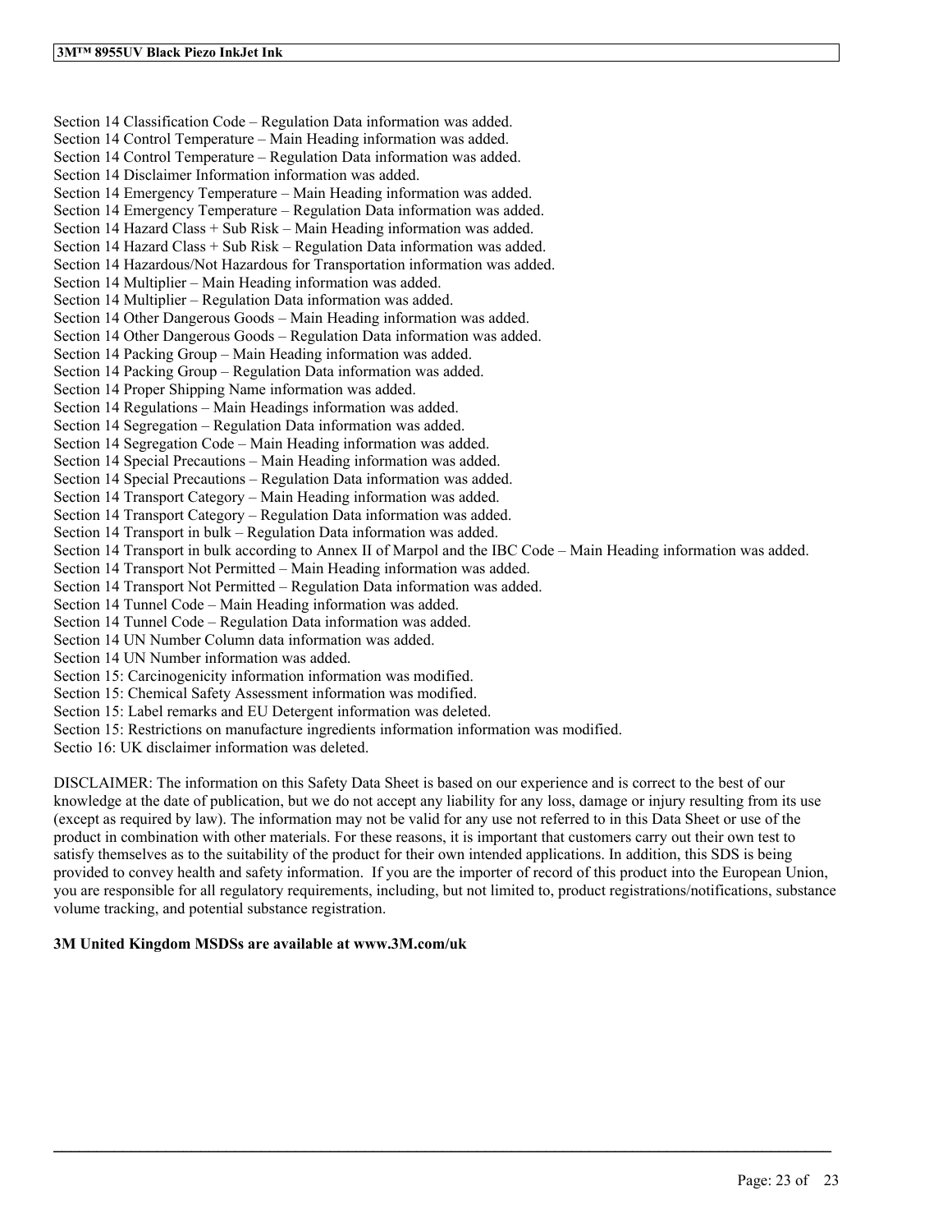Section 14 Classification Code – Regulation Data information was added.
Section 14 Control Temperature – Main Heading information was added.
Section 14 Control Temperature – Regulation Data information was added.
Section 14 Disclaimer Information information was added.
Section 14 Emergency Temperature – Main Heading information was added.
Section 14 Emergency Temperature – Regulation Data information was added.
Section 14 Hazard Class + Sub Risk – Main Heading information was added.
Section 14 Hazard Class + Sub Risk – Regulation Data information was added.
Section 14 Hazardous/Not Hazardous for Transportation information was added.
Section 14 Multiplier – Main Heading information was added.
Section 14 Multiplier – Regulation Data information was added.
Section 14 Other Dangerous Goods – Main Heading information was added.
Section 14 Other Dangerous Goods – Regulation Data information was added.
Section 14 Packing Group – Main Heading information was added.
Section 14 Packing Group – Regulation Data information was added.
Section 14 Proper Shipping Name information was added.
Section 14 Regulations – Main Headings information was added.
Section 14 Segregation – Regulation Data information was added.
Section 14 Segregation Code – Main Heading information was added.
Section 14 Special Precautions – Main Heading information was added.
Section 14 Special Precautions – Regulation Data information was added.
Section 14 Transport Category – Main Heading information was added.
Section 14 Transport Category – Regulation Data information was added.
Section 14 Transport in bulk – Regulation Data information was added.
Section 14 Transport in bulk according to Annex II of Marpol and the IBC Code – Main Heading information was added.
Section 14 Transport Not Permitted – Main Heading information was added.
Section 14 Transport Not Permitted – Regulation Data information was added.
Section 14 Tunnel Code – Main Heading information was added.
Section 14 Tunnel Code – Regulation Data information was added.
Section 14 UN Number Column data information was added.
Section 14 UN Number information was added.
Section 15: Carcinogenicity information information was modified.
Section 15: Chemical Safety Assessment information was modified.
Section 15: Label remarks and EU Detergent information was deleted.
Section 15: Restrictions on manufacture ingredients information information was modified.
Sectio 16: UK disclaimer information was deleted.

DISCLAIMER: The information on this Safety Data Sheet is based on our experience and is correct to the best of our knowledge at the date of publication, but we do not accept any liability for any loss, damage or injury resulting from its use (except as required by law). The information may not be valid for any use not referred to in this Data Sheet or use of the product in combination with other materials. For these reasons, it is important that customers carry out their own test to satisfy themselves as to the suitability of the product for their own intended applications. In addition, this SDS is being provided to convey health and safety information. If you are the importer of record of this product into the European Union, you are responsible for all regulatory requirements, including, but not limited to, product registrations/notifications, substance volume tracking, and potential substance registration.

**3M United Kingdom MSDSs are available at www.3M.com/uk**